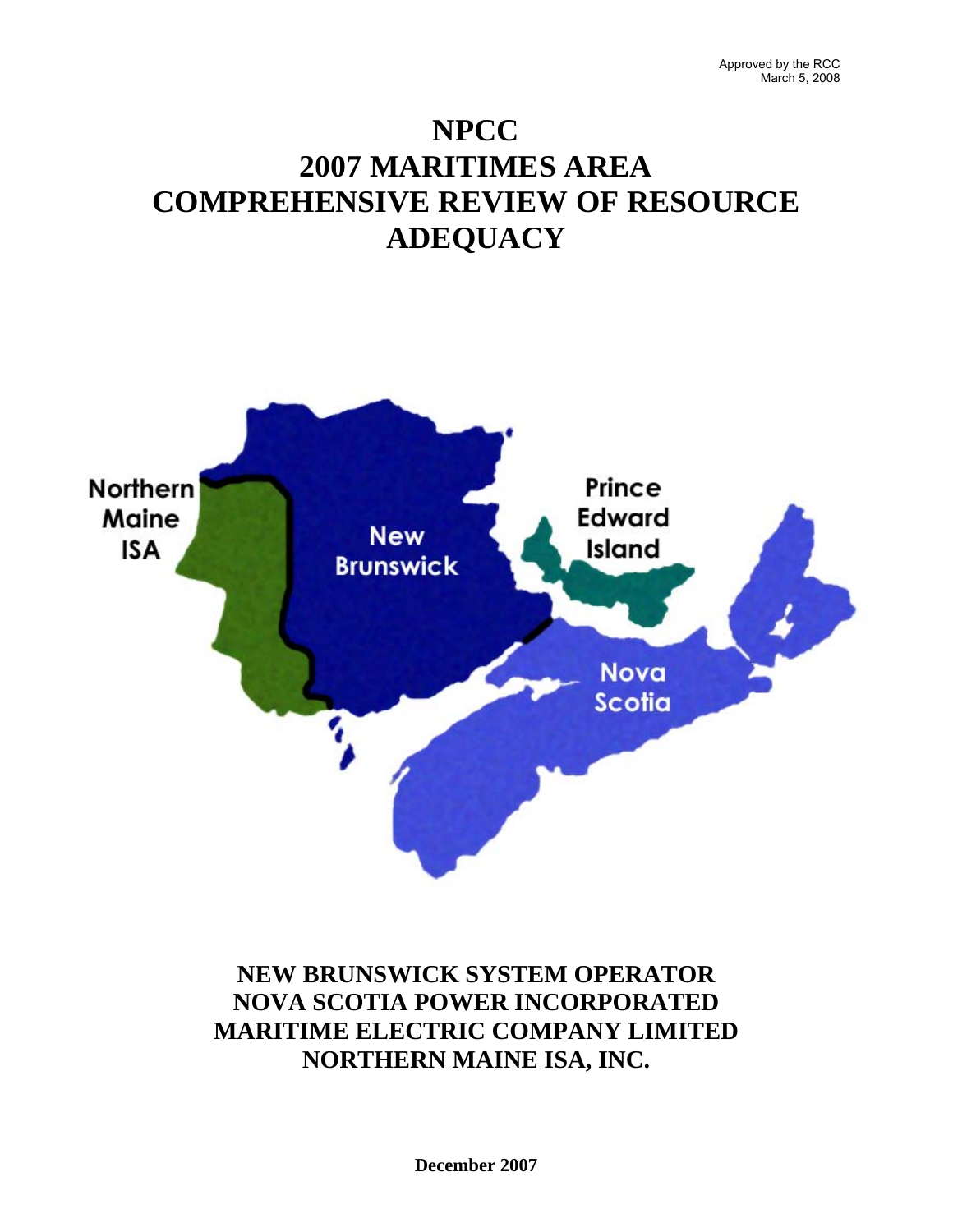Approved by the RCC
March 5, 2008

# NPCC
# 2007 MARITIMES AREA
# COMPREHENSIVE REVIEW OF RESOURCE ADEQUACY

**NEW BRUNSWICK SYSTEM OPERATOR**
**NOVA SCOTIA POWER INCORPORATED**
**MARITIME ELECTRIC COMPANY LIMITED**
**NORTHERN MAINE ISA, INC.**

**December 2007**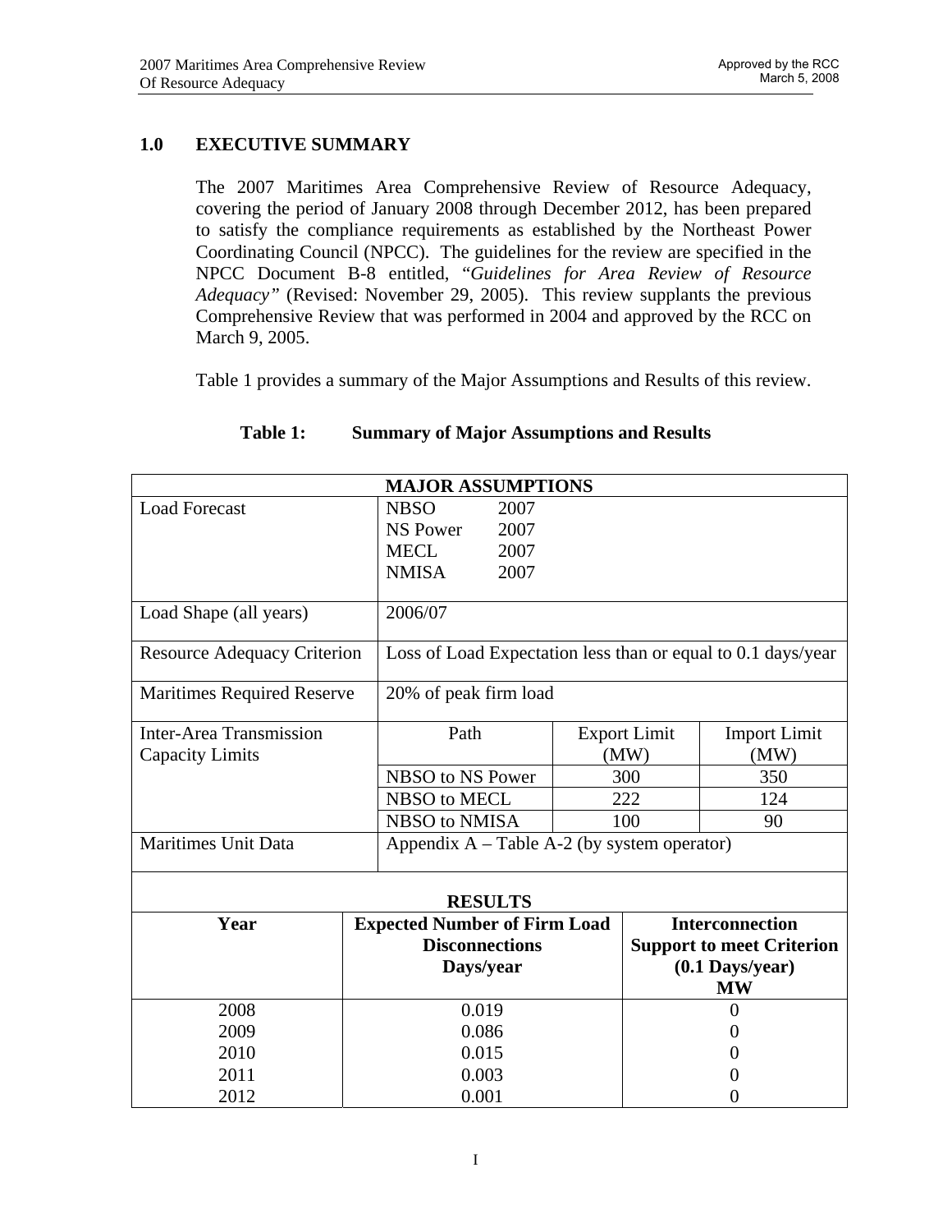## 1.0 EXECUTIVE SUMMARY

The 2007 Maritimes Area Comprehensive Review of Resource Adequacy, covering the period of January 2008 through December 2012, has been prepared to satisfy the compliance requirements as established by the Northeast Power Coordinating Council (NPCC). The guidelines for the review are specified in the NPCC Document B-8 entitled, "*Guidelines for Area Review of Resource Adequacy*" (Revised: November 29, 2005). This review supplants the previous Comprehensive Review that was performed in 2004 and approved by the RCC on March 9, 2005.

Table 1 provides a summary of the Major Assumptions and Results of this review.

**Table 1: Summary of Major Assumptions and Results**

| **MAJOR ASSUMPTIONS** | | | |
|---|---|---|---|
| Load Forecast | NBSO 2007<br>NS Power 2007<br>MECL 2007<br>NMISA 2007 | | |
| Load Shape (all years) | 2006/07 | | |
| Resource Adequacy Criterion | Loss of Load Expectation less than or equal to 0.1 days/year | | |
| Maritimes Required Reserve | 20% of peak firm load | | |
| Inter-Area Transmission Capacity Limits | Path | Export Limit (MW) | Import Limit (MW) |
| | NBSO to NS Power | 300 | 350 |
| | NBSO to MECL | 222 | 124 |
| | NBSO to NMISA | 100 | 90 |
| Maritimes Unit Data | Appendix A – Table A-2 (by system operator) | | |

| **RESULTS** | | |
|---|---|---|
| **Year** | **Expected Number of Firm Load Disconnections Days/year** | **Interconnection Support to meet Criterion (0.1 Days/year) MW** |
| 2008 | 0.019 | 0 |
| 2009 | 0.086 | 0 |
| 2010 | 0.015 | 0 |
| 2011 | 0.003 | 0 |
| 2012 | 0.001 | 0 |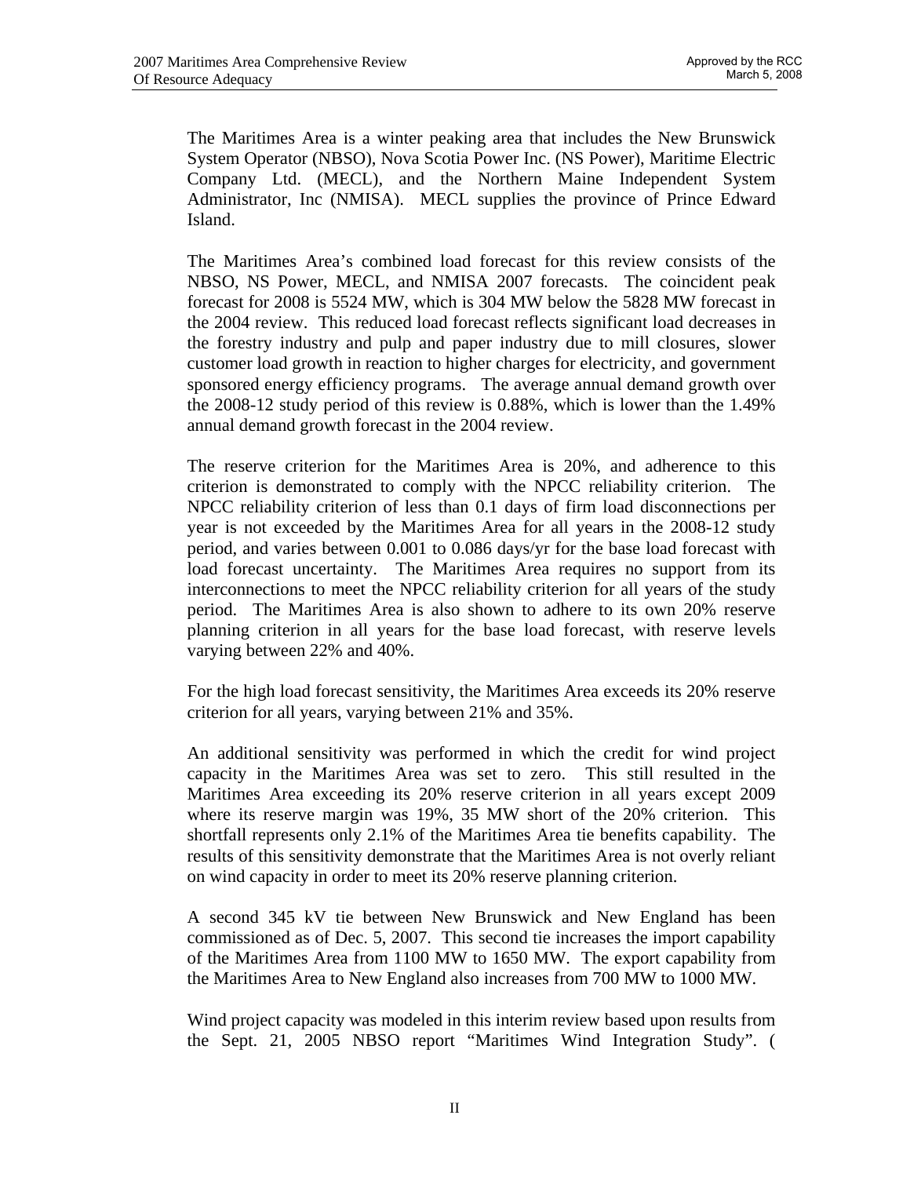The Maritimes Area is a winter peaking area that includes the New Brunswick System Operator (NBSO), Nova Scotia Power Inc. (NS Power), Maritime Electric Company Ltd. (MECL), and the Northern Maine Independent System Administrator, Inc (NMISA). MECL supplies the province of Prince Edward Island.

The Maritimes Area's combined load forecast for this review consists of the NBSO, NS Power, MECL, and NMISA 2007 forecasts. The coincident peak forecast for 2008 is 5524 MW, which is 304 MW below the 5828 MW forecast in the 2004 review. This reduced load forecast reflects significant load decreases in the forestry industry and pulp and paper industry due to mill closures, slower customer load growth in reaction to higher charges for electricity, and government sponsored energy efficiency programs. The average annual demand growth over the 2008-12 study period of this review is 0.88%, which is lower than the 1.49% annual demand growth forecast in the 2004 review.

The reserve criterion for the Maritimes Area is 20%, and adherence to this criterion is demonstrated to comply with the NPCC reliability criterion. The NPCC reliability criterion of less than 0.1 days of firm load disconnections per year is not exceeded by the Maritimes Area for all years in the 2008-12 study period, and varies between 0.001 to 0.086 days/yr for the base load forecast with load forecast uncertainty. The Maritimes Area requires no support from its interconnections to meet the NPCC reliability criterion for all years of the study period. The Maritimes Area is also shown to adhere to its own 20% reserve planning criterion in all years for the base load forecast, with reserve levels varying between 22% and 40%.

For the high load forecast sensitivity, the Maritimes Area exceeds its 20% reserve criterion for all years, varying between 21% and 35%.

An additional sensitivity was performed in which the credit for wind project capacity in the Maritimes Area was set to zero. This still resulted in the Maritimes Area exceeding its 20% reserve criterion in all years except 2009 where its reserve margin was 19%, 35 MW short of the 20% criterion. This shortfall represents only 2.1% of the Maritimes Area tie benefits capability. The results of this sensitivity demonstrate that the Maritimes Area is not overly reliant on wind capacity in order to meet its 20% reserve planning criterion.

A second 345 kV tie between New Brunswick and New England has been commissioned as of Dec. 5, 2007. This second tie increases the import capability of the Maritimes Area from 1100 MW to 1650 MW. The export capability from the Maritimes Area to New England also increases from 700 MW to 1000 MW.

Wind project capacity was modeled in this interim review based upon results from the Sept. 21, 2005 NBSO report "Maritimes Wind Integration Study". (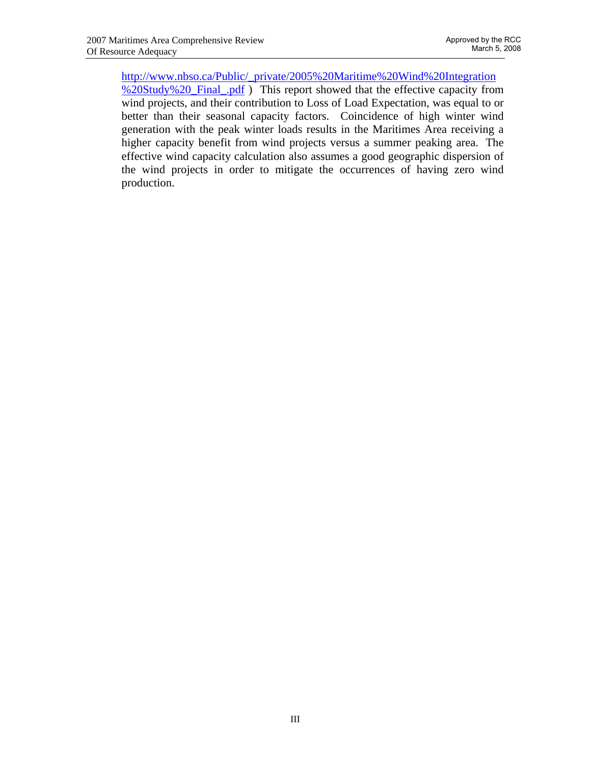http://www.nbso.ca/Public/_private/2005%20Maritime%20Wind%20Integration%20Study%20_Final_.pdf ) This report showed that the effective capacity from wind projects, and their contribution to Loss of Load Expectation, was equal to or better than their seasonal capacity factors. Coincidence of high winter wind generation with the peak winter loads results in the Maritimes Area receiving a higher capacity benefit from wind projects versus a summer peaking area. The effective wind capacity calculation also assumes a good geographic dispersion of the wind projects in order to mitigate the occurrences of having zero wind production.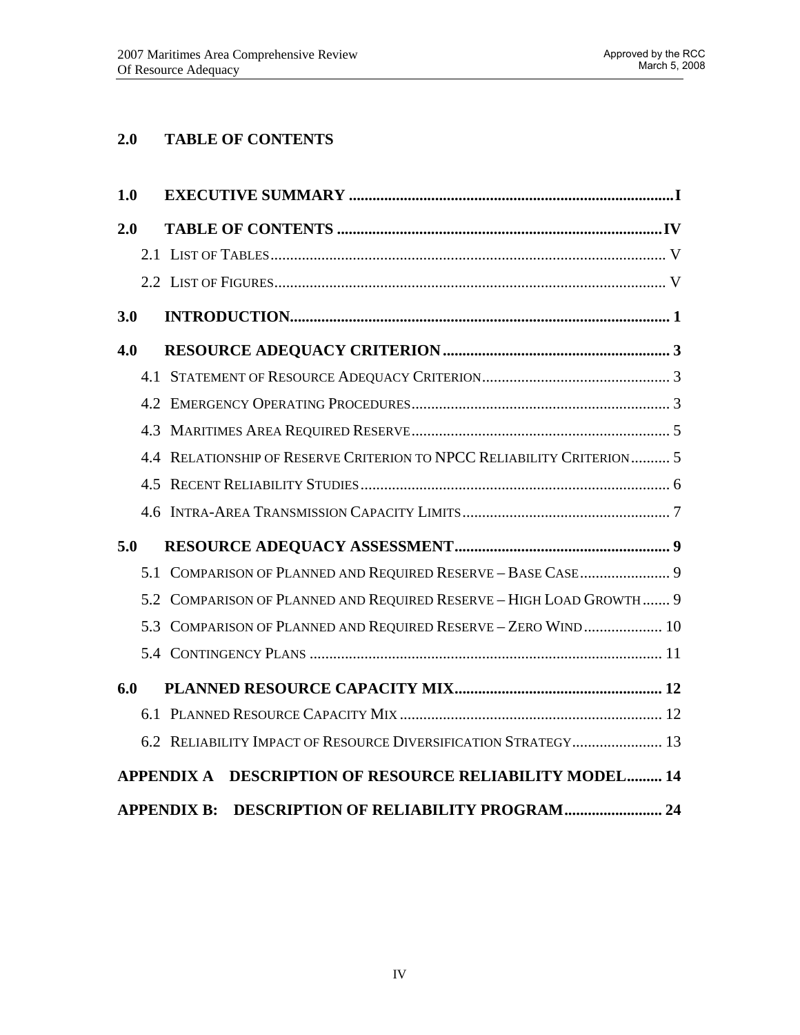## 2.0 TABLE OF CONTENTS

**1.0 EXECUTIVE SUMMARY .................................................................................. I**

**2.0 TABLE OF CONTENTS .................................................................................. IV**

2.1 LIST OF TABLES ..................................................................................................... V

2.2 LIST OF FIGURES .................................................................................................... V

**3.0 INTRODUCTION ................................................................................................ 1**

**4.0 RESOURCE ADEQUACY CRITERION .......................................................... 3**

4.1 STATEMENT OF RESOURCE ADEQUACY CRITERION ................................................ 3

4.2 EMERGENCY OPERATING PROCEDURES .................................................................. 3

4.3 MARITIMES AREA REQUIRED RESERVE ................................................................... 5

4.4 RELATIONSHIP OF RESERVE CRITERION TO NPCC RELIABILITY CRITERION .......... 5

4.5 RECENT RELIABILITY STUDIES ............................................................................... 6

4.6 INTRA-AREA TRANSMISSION CAPACITY LIMITS ..................................................... 7

**5.0 RESOURCE ADEQUACY ASSESSMENT ....................................................... 9**

5.1 COMPARISON OF PLANNED AND REQUIRED RESERVE – BASE CASE ....................... 9

5.2 COMPARISON OF PLANNED AND REQUIRED RESERVE – HIGH LOAD GROWTH ....... 9

5.3 COMPARISON OF PLANNED AND REQUIRED RESERVE – ZERO WIND .................... 10

5.4 CONTINGENCY PLANS ........................................................................................... 11

**6.0 PLANNED RESOURCE CAPACITY MIX ..................................................... 12**

6.1 PLANNED RESOURCE CAPACITY MIX .................................................................... 12

6.2 RELIABILITY IMPACT OF RESOURCE DIVERSIFICATION STRATEGY ....................... 13

**APPENDIX A DESCRIPTION OF RESOURCE RELIABILITY MODEL......... 14**

**APPENDIX B: DESCRIPTION OF RELIABILITY PROGRAM......................... 24**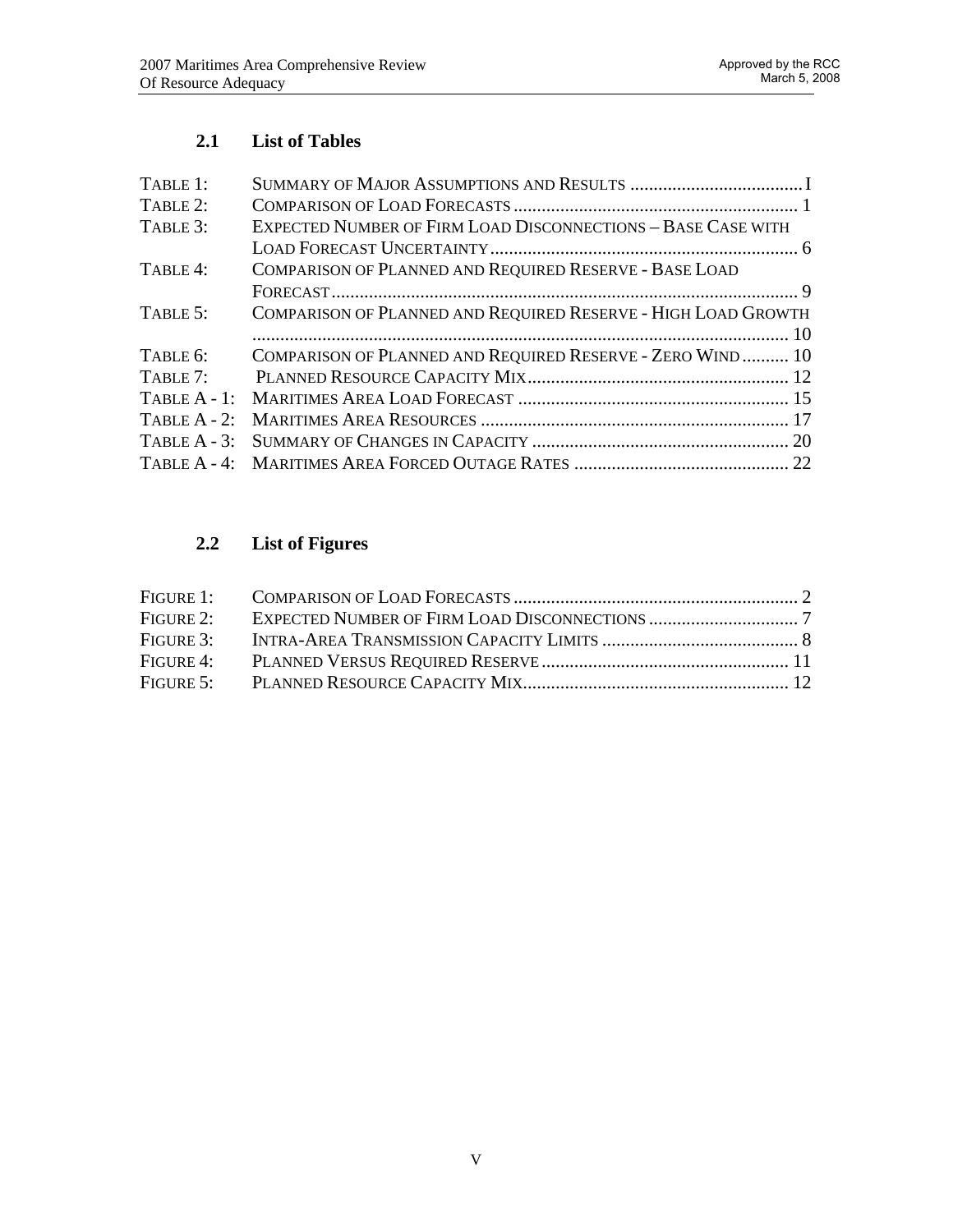## 2.1 List of Tables

| | | |
|---|---|---|
| TABLE 1: | SUMMARY OF MAJOR ASSUMPTIONS AND RESULTS | I |
| TABLE 2: | COMPARISON OF LOAD FORECASTS | 1 |
| TABLE 3: | EXPECTED NUMBER OF FIRM LOAD DISCONNECTIONS – BASE CASE WITH LOAD FORECAST UNCERTAINTY | 6 |
| TABLE 4: | COMPARISON OF PLANNED AND REQUIRED RESERVE - BASE LOAD FORECAST | 9 |
| TABLE 5: | COMPARISON OF PLANNED AND REQUIRED RESERVE - HIGH LOAD GROWTH | 10 |
| TABLE 6: | COMPARISON OF PLANNED AND REQUIRED RESERVE - ZERO WIND | 10 |
| TABLE 7: | PLANNED RESOURCE CAPACITY MIX | 12 |
| TABLE A - 1: | MARITIMES AREA LOAD FORECAST | 15 |
| TABLE A - 2: | MARITIMES AREA RESOURCES | 17 |
| TABLE A - 3: | SUMMARY OF CHANGES IN CAPACITY | 20 |
| TABLE A - 4: | MARITIMES AREA FORCED OUTAGE RATES | 22 |

## 2.2 List of Figures

| | | |
|---|---|---|
| FIGURE 1: | COMPARISON OF LOAD FORECASTS | 2 |
| FIGURE 2: | EXPECTED NUMBER OF FIRM LOAD DISCONNECTIONS | 7 |
| FIGURE 3: | INTRA-AREA TRANSMISSION CAPACITY LIMITS | 8 |
| FIGURE 4: | PLANNED VERSUS REQUIRED RESERVE | 11 |
| FIGURE 5: | PLANNED RESOURCE CAPACITY MIX | 12 |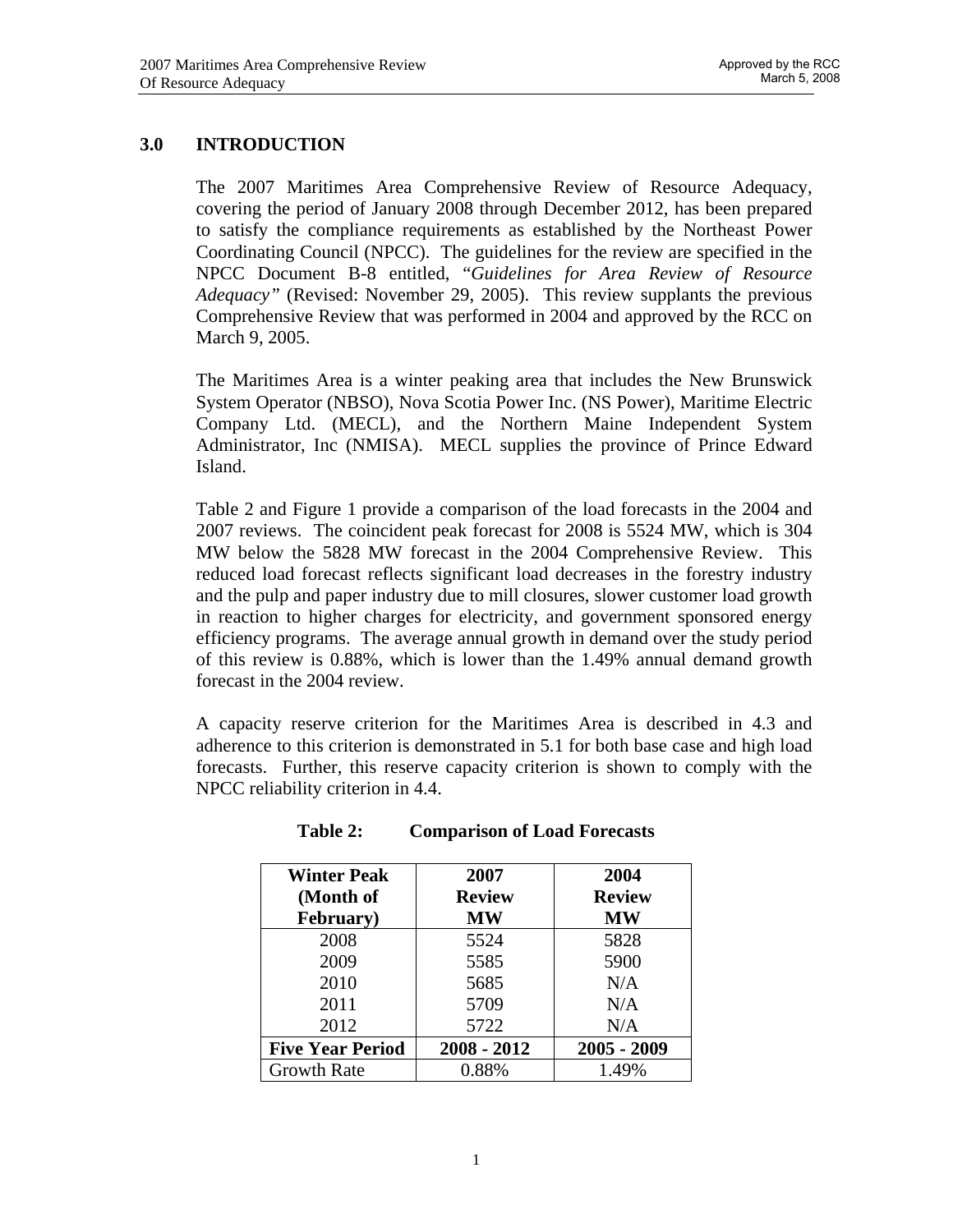## 3.0 INTRODUCTION

The 2007 Maritimes Area Comprehensive Review of Resource Adequacy, covering the period of January 2008 through December 2012, has been prepared to satisfy the compliance requirements as established by the Northeast Power Coordinating Council (NPCC). The guidelines for the review are specified in the NPCC Document B-8 entitled, "*Guidelines for Area Review of Resource Adequacy*" (Revised: November 29, 2005). This review supplants the previous Comprehensive Review that was performed in 2004 and approved by the RCC on March 9, 2005.

The Maritimes Area is a winter peaking area that includes the New Brunswick System Operator (NBSO), Nova Scotia Power Inc. (NS Power), Maritime Electric Company Ltd. (MECL), and the Northern Maine Independent System Administrator, Inc (NMISA). MECL supplies the province of Prince Edward Island.

Table 2 and Figure 1 provide a comparison of the load forecasts in the 2004 and 2007 reviews. The coincident peak forecast for 2008 is 5524 MW, which is 304 MW below the 5828 MW forecast in the 2004 Comprehensive Review. This reduced load forecast reflects significant load decreases in the forestry industry and the pulp and paper industry due to mill closures, slower customer load growth in reaction to higher charges for electricity, and government sponsored energy efficiency programs. The average annual growth in demand over the study period of this review is 0.88%, which is lower than the 1.49% annual demand growth forecast in the 2004 review.

A capacity reserve criterion for the Maritimes Area is described in 4.3 and adherence to this criterion is demonstrated in 5.1 for both base case and high load forecasts. Further, this reserve capacity criterion is shown to comply with the NPCC reliability criterion in 4.4.

**Table 2: Comparison of Load Forecasts**

| Winter Peak (Month of February) | 2007 Review MW | 2004 Review MW |
|---|---|---|
| 2008 | 5524 | 5828 |
| 2009 | 5585 | 5900 |
| 2010 | 5685 | N/A |
| 2011 | 5709 | N/A |
| 2012 | 5722 | N/A |
| **Five Year Period** | **2008 - 2012** | **2005 - 2009** |
| Growth Rate | 0.88% | 1.49% |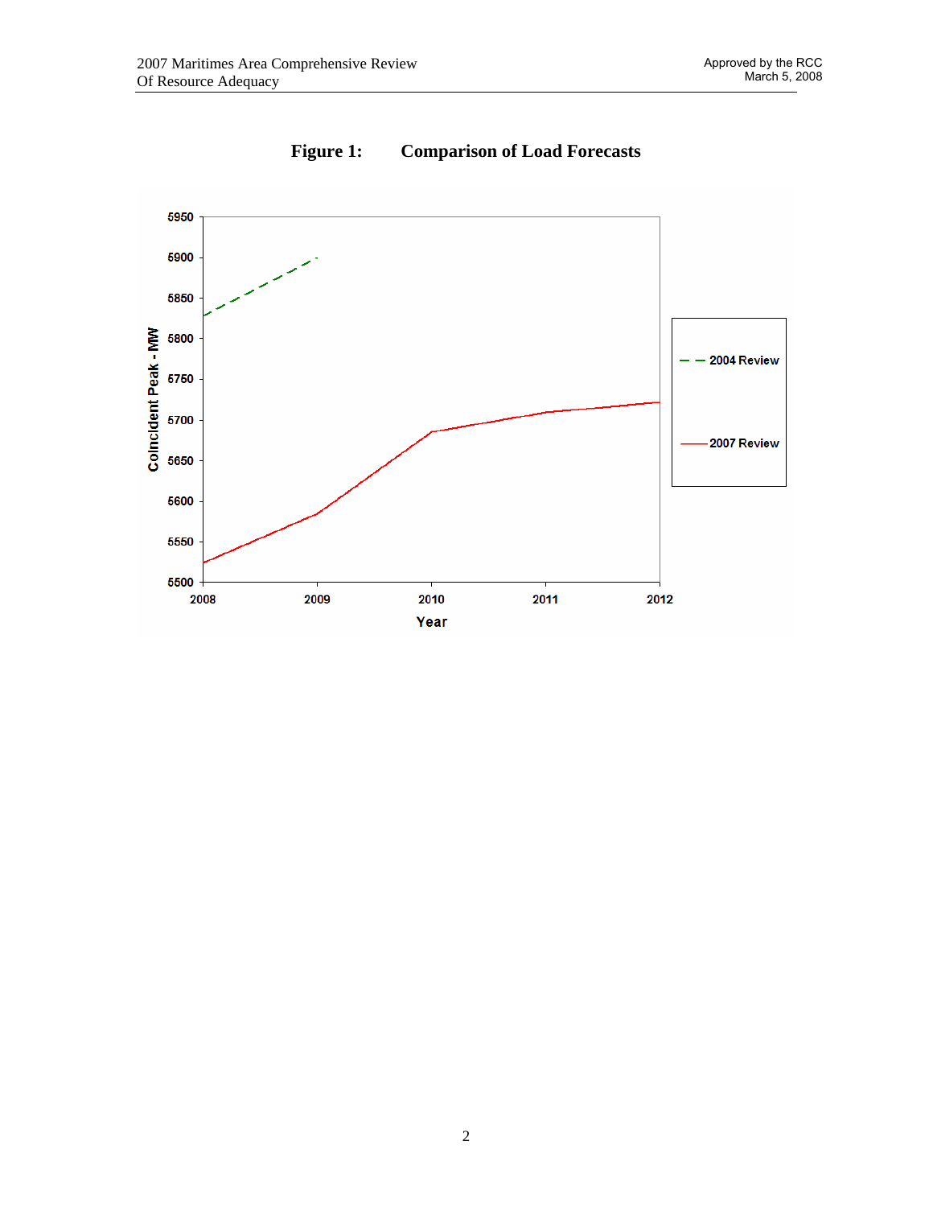**Figure 1: Comparison of Load Forecasts**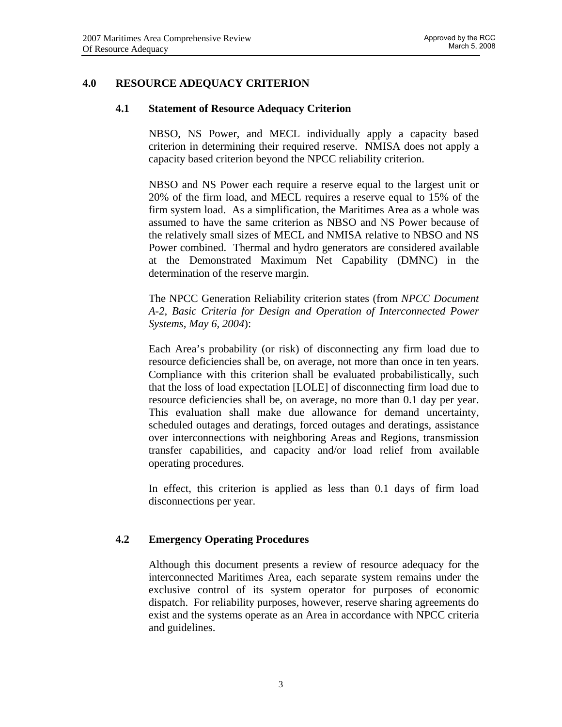## 4.0 RESOURCE ADEQUACY CRITERION

### 4.1 Statement of Resource Adequacy Criterion

NBSO, NS Power, and MECL individually apply a capacity based criterion in determining their required reserve. NMISA does not apply a capacity based criterion beyond the NPCC reliability criterion.

NBSO and NS Power each require a reserve equal to the largest unit or 20% of the firm load, and MECL requires a reserve equal to 15% of the firm system load. As a simplification, the Maritimes Area as a whole was assumed to have the same criterion as NBSO and NS Power because of the relatively small sizes of MECL and NMISA relative to NBSO and NS Power combined. Thermal and hydro generators are considered available at the Demonstrated Maximum Net Capability (DMNC) in the determination of the reserve margin.

The NPCC Generation Reliability criterion states (from *NPCC Document A-2, Basic Criteria for Design and Operation of Interconnected Power Systems, May 6, 2004*):

Each Area's probability (or risk) of disconnecting any firm load due to resource deficiencies shall be, on average, not more than once in ten years. Compliance with this criterion shall be evaluated probabilistically, such that the loss of load expectation [LOLE] of disconnecting firm load due to resource deficiencies shall be, on average, no more than 0.1 day per year. This evaluation shall make due allowance for demand uncertainty, scheduled outages and deratings, forced outages and deratings, assistance over interconnections with neighboring Areas and Regions, transmission transfer capabilities, and capacity and/or load relief from available operating procedures.

In effect, this criterion is applied as less than 0.1 days of firm load disconnections per year.

### 4.2 Emergency Operating Procedures

Although this document presents a review of resource adequacy for the interconnected Maritimes Area, each separate system remains under the exclusive control of its system operator for purposes of economic dispatch. For reliability purposes, however, reserve sharing agreements do exist and the systems operate as an Area in accordance with NPCC criteria and guidelines.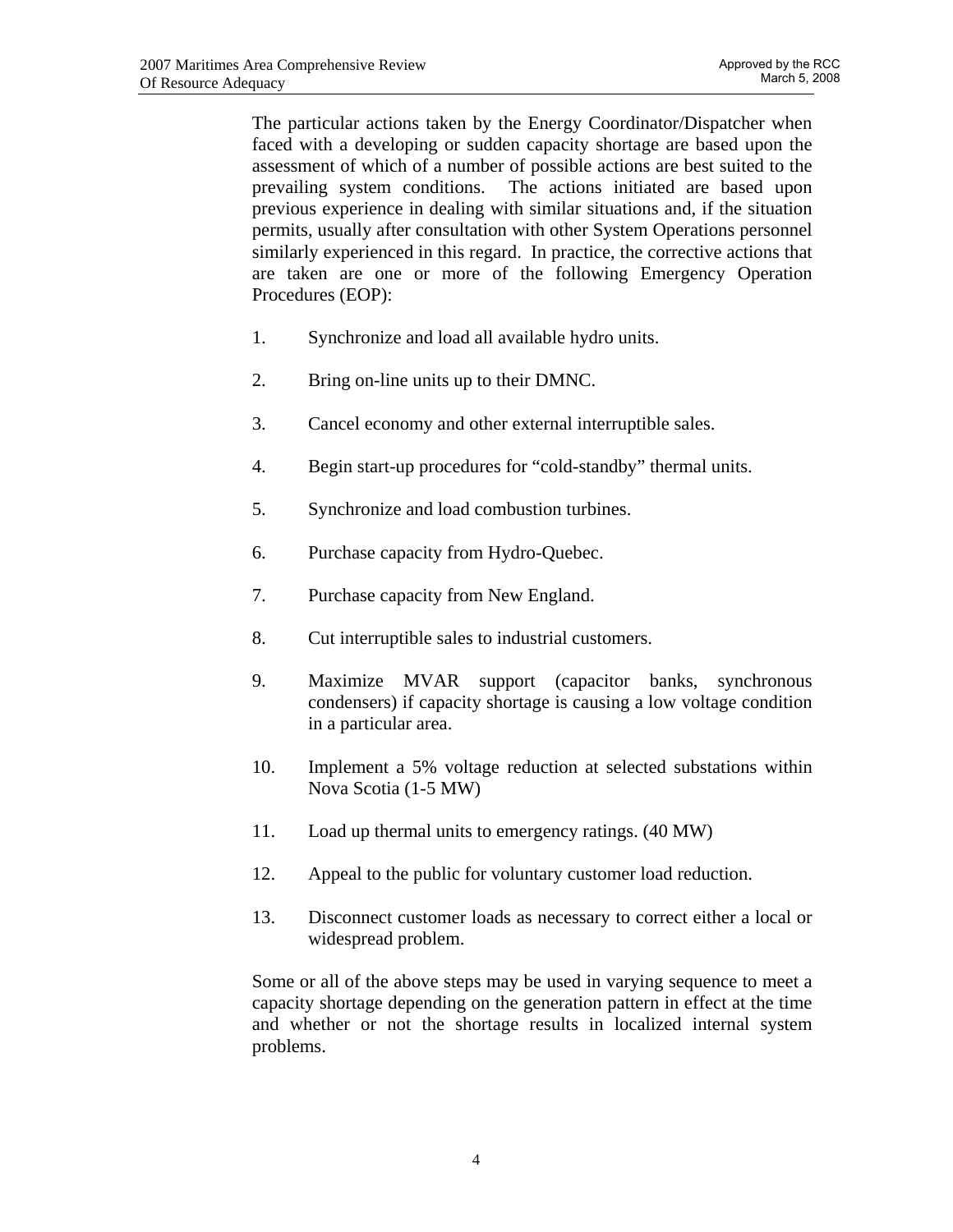The particular actions taken by the Energy Coordinator/Dispatcher when faced with a developing or sudden capacity shortage are based upon the assessment of which of a number of possible actions are best suited to the prevailing system conditions. The actions initiated are based upon previous experience in dealing with similar situations and, if the situation permits, usually after consultation with other System Operations personnel similarly experienced in this regard. In practice, the corrective actions that are taken are one or more of the following Emergency Operation Procedures (EOP):

1. Synchronize and load all available hydro units.
2. Bring on-line units up to their DMNC.
3. Cancel economy and other external interruptible sales.
4. Begin start-up procedures for "cold-standby" thermal units.
5. Synchronize and load combustion turbines.
6. Purchase capacity from Hydro-Quebec.
7. Purchase capacity from New England.
8. Cut interruptible sales to industrial customers.
9. Maximize MVAR support (capacitor banks, synchronous condensers) if capacity shortage is causing a low voltage condition in a particular area.
10. Implement a 5% voltage reduction at selected substations within Nova Scotia (1-5 MW)
11. Load up thermal units to emergency ratings. (40 MW)
12. Appeal to the public for voluntary customer load reduction.
13. Disconnect customer loads as necessary to correct either a local or widespread problem.

Some or all of the above steps may be used in varying sequence to meet a capacity shortage depending on the generation pattern in effect at the time and whether or not the shortage results in localized internal system problems.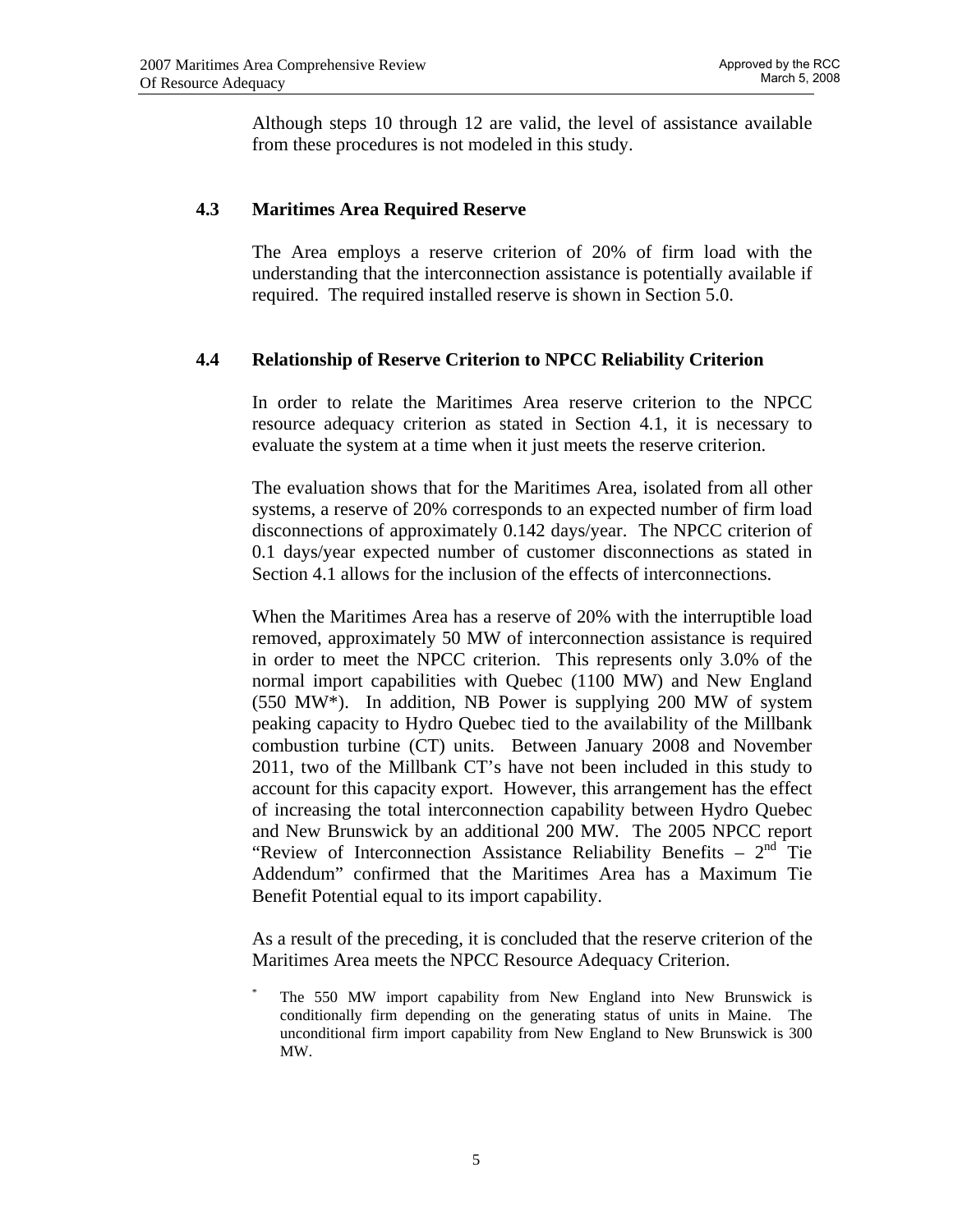Although steps 10 through 12 are valid, the level of assistance available from these procedures is not modeled in this study.

### 4.3 Maritimes Area Required Reserve

The Area employs a reserve criterion of 20% of firm load with the understanding that the interconnection assistance is potentially available if required. The required installed reserve is shown in Section 5.0.

### 4.4 Relationship of Reserve Criterion to NPCC Reliability Criterion

In order to relate the Maritimes Area reserve criterion to the NPCC resource adequacy criterion as stated in Section 4.1, it is necessary to evaluate the system at a time when it just meets the reserve criterion.

The evaluation shows that for the Maritimes Area, isolated from all other systems, a reserve of 20% corresponds to an expected number of firm load disconnections of approximately 0.142 days/year. The NPCC criterion of 0.1 days/year expected number of customer disconnections as stated in Section 4.1 allows for the inclusion of the effects of interconnections.

When the Maritimes Area has a reserve of 20% with the interruptible load removed, approximately 50 MW of interconnection assistance is required in order to meet the NPCC criterion. This represents only 3.0% of the normal import capabilities with Quebec (1100 MW) and New England (550 MW*). In addition, NB Power is supplying 200 MW of system peaking capacity to Hydro Quebec tied to the availability of the Millbank combustion turbine (CT) units. Between January 2008 and November 2011, two of the Millbank CT's have not been included in this study to account for this capacity export. However, this arrangement has the effect of increasing the total interconnection capability between Hydro Quebec and New Brunswick by an additional 200 MW. The 2005 NPCC report "Review of Interconnection Assistance Reliability Benefits – 2nd Tie Addendum" confirmed that the Maritimes Area has a Maximum Tie Benefit Potential equal to its import capability.

As a result of the preceding, it is concluded that the reserve criterion of the Maritimes Area meets the NPCC Resource Adequacy Criterion.

\* The 550 MW import capability from New England into New Brunswick is conditionally firm depending on the generating status of units in Maine. The unconditional firm import capability from New England to New Brunswick is 300 MW.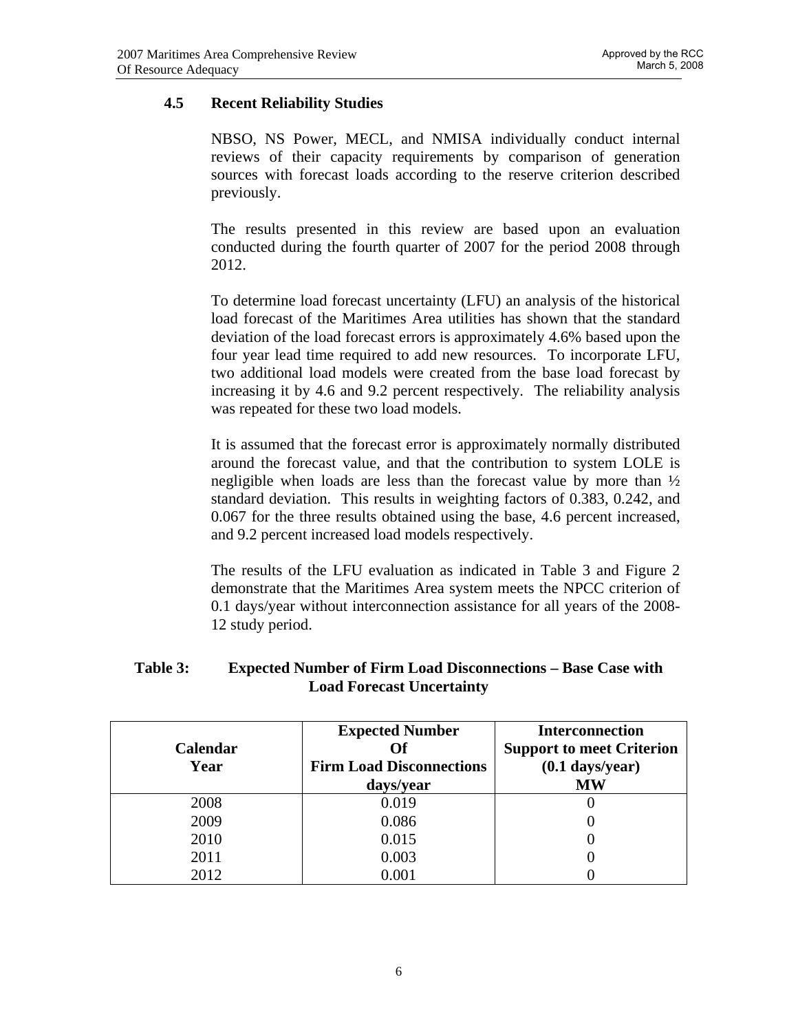### 4.5 Recent Reliability Studies

NBSO, NS Power, MECL, and NMISA individually conduct internal reviews of their capacity requirements by comparison of generation sources with forecast loads according to the reserve criterion described previously.

The results presented in this review are based upon an evaluation conducted during the fourth quarter of 2007 for the period 2008 through 2012.

To determine load forecast uncertainty (LFU) an analysis of the historical load forecast of the Maritimes Area utilities has shown that the standard deviation of the load forecast errors is approximately 4.6% based upon the four year lead time required to add new resources. To incorporate LFU, two additional load models were created from the base load forecast by increasing it by 4.6 and 9.2 percent respectively. The reliability analysis was repeated for these two load models.

It is assumed that the forecast error is approximately normally distributed around the forecast value, and that the contribution to system LOLE is negligible when loads are less than the forecast value by more than ½ standard deviation. This results in weighting factors of 0.383, 0.242, and 0.067 for the three results obtained using the base, 4.6 percent increased, and 9.2 percent increased load models respectively.

The results of the LFU evaluation as indicated in Table 3 and Figure 2 demonstrate that the Maritimes Area system meets the NPCC criterion of 0.1 days/year without interconnection assistance for all years of the 2008-12 study period.

**Table 3: Expected Number of Firm Load Disconnections – Base Case with Load Forecast Uncertainty**

| Calendar Year | Expected Number Of Firm Load Disconnections days/year | Interconnection Support to meet Criterion (0.1 days/year) MW |
|---|---|---|
| 2008 | 0.019 | 0 |
| 2009 | 0.086 | 0 |
| 2010 | 0.015 | 0 |
| 2011 | 0.003 | 0 |
| 2012 | 0.001 | 0 |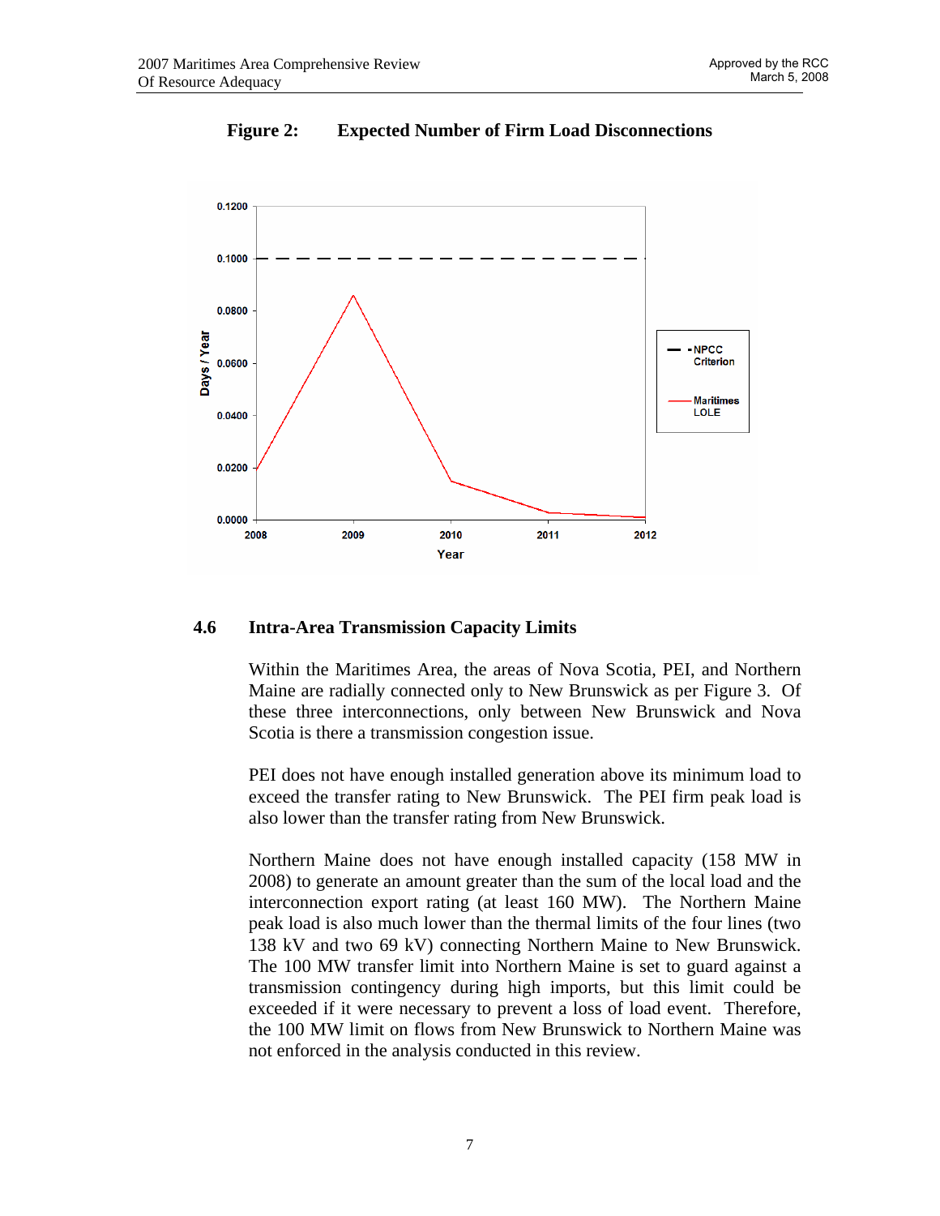**Figure 2: Expected Number of Firm Load Disconnections**

### 4.6 Intra-Area Transmission Capacity Limits

Within the Maritimes Area, the areas of Nova Scotia, PEI, and Northern Maine are radially connected only to New Brunswick as per Figure 3. Of these three interconnections, only between New Brunswick and Nova Scotia is there a transmission congestion issue.

PEI does not have enough installed generation above its minimum load to exceed the transfer rating to New Brunswick. The PEI firm peak load is also lower than the transfer rating from New Brunswick.

Northern Maine does not have enough installed capacity (158 MW in 2008) to generate an amount greater than the sum of the local load and the interconnection export rating (at least 160 MW). The Northern Maine peak load is also much lower than the thermal limits of the four lines (two 138 kV and two 69 kV) connecting Northern Maine to New Brunswick. The 100 MW transfer limit into Northern Maine is set to guard against a transmission contingency during high imports, but this limit could be exceeded if it were necessary to prevent a loss of load event. Therefore, the 100 MW limit on flows from New Brunswick to Northern Maine was not enforced in the analysis conducted in this review.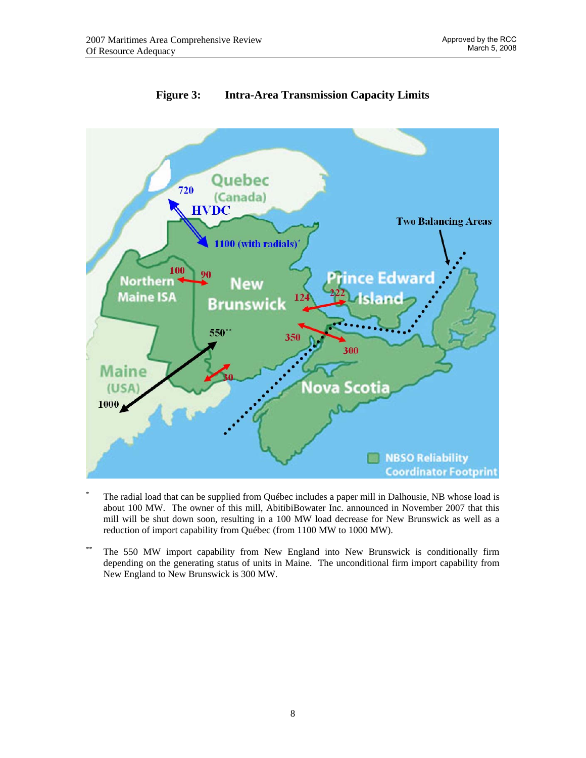**Figure 3: Intra-Area Transmission Capacity Limits**

\* The radial load that can be supplied from Québec includes a paper mill in Dalhousie, NB whose load is about 100 MW. The owner of this mill, AbitibiBowater Inc. announced in November 2007 that this mill will be shut down soon, resulting in a 100 MW load decrease for New Brunswick as well as a reduction of import capability from Québec (from 1100 MW to 1000 MW).

\*\* The 550 MW import capability from New England into New Brunswick is conditionally firm depending on the generating status of units in Maine. The unconditional firm import capability from New England to New Brunswick is 300 MW.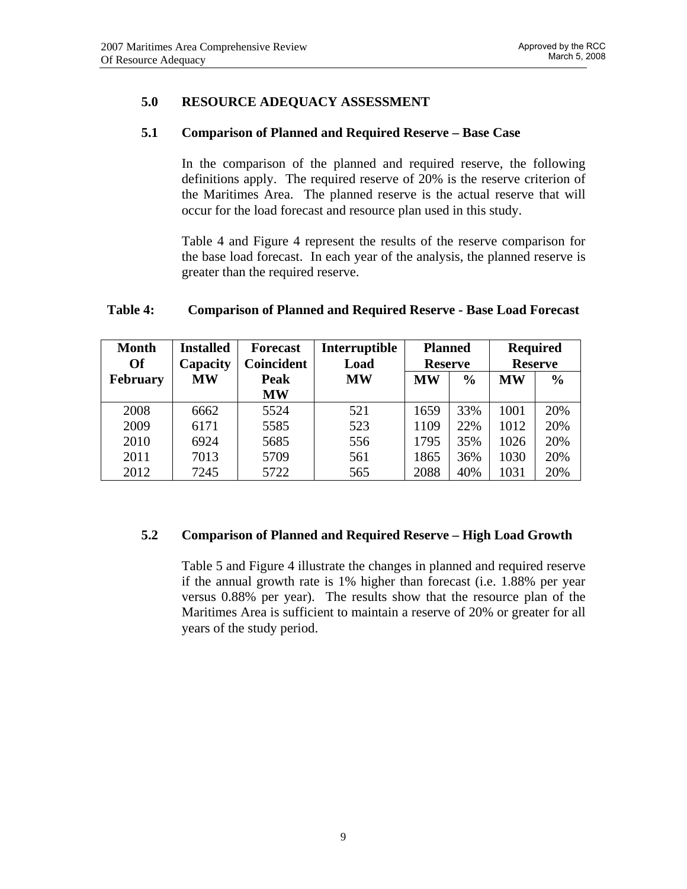## 5.0 RESOURCE ADEQUACY ASSESSMENT

### 5.1 Comparison of Planned and Required Reserve – Base Case

In the comparison of the planned and required reserve, the following definitions apply. The required reserve of 20% is the reserve criterion of the Maritimes Area. The planned reserve is the actual reserve that will occur for the load forecast and resource plan used in this study.

Table 4 and Figure 4 represent the results of the reserve comparison for the base load forecast. In each year of the analysis, the planned reserve is greater than the required reserve.

**Table 4: Comparison of Planned and Required Reserve - Base Load Forecast**

| Month Of February | Installed Capacity MW | Forecast Coincident Peak MW | Interruptible Load MW | Planned Reserve | | Required Reserve | |
|---|---|---|---|---|---|---|---|
| | | | | MW | % | MW | % |
| 2008 | 6662 | 5524 | 521 | 1659 | 33% | 1001 | 20% |
| 2009 | 6171 | 5585 | 523 | 1109 | 22% | 1012 | 20% |
| 2010 | 6924 | 5685 | 556 | 1795 | 35% | 1026 | 20% |
| 2011 | 7013 | 5709 | 561 | 1865 | 36% | 1030 | 20% |
| 2012 | 7245 | 5722 | 565 | 2088 | 40% | 1031 | 20% |

### 5.2 Comparison of Planned and Required Reserve – High Load Growth

Table 5 and Figure 4 illustrate the changes in planned and required reserve if the annual growth rate is 1% higher than forecast (i.e. 1.88% per year versus 0.88% per year). The results show that the resource plan of the Maritimes Area is sufficient to maintain a reserve of 20% or greater for all years of the study period.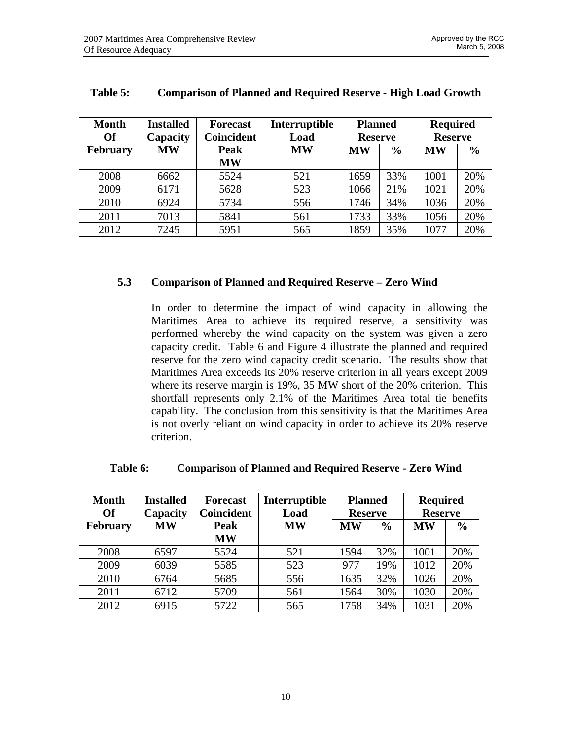**Table 5: Comparison of Planned and Required Reserve - High Load Growth**

| Month Of February | Installed Capacity MW | Forecast Coincident Peak MW | Interruptible Load MW | Planned Reserve | | Required Reserve | |
|---|---|---|---|---|---|---|---|
| | | | | MW | % | MW | % |
| 2008 | 6662 | 5524 | 521 | 1659 | 33% | 1001 | 20% |
| 2009 | 6171 | 5628 | 523 | 1066 | 21% | 1021 | 20% |
| 2010 | 6924 | 5734 | 556 | 1746 | 34% | 1036 | 20% |
| 2011 | 7013 | 5841 | 561 | 1733 | 33% | 1056 | 20% |
| 2012 | 7245 | 5951 | 565 | 1859 | 35% | 1077 | 20% |

## 5.3 Comparison of Planned and Required Reserve – Zero Wind

In order to determine the impact of wind capacity in allowing the Maritimes Area to achieve its required reserve, a sensitivity was performed whereby the wind capacity on the system was given a zero capacity credit. Table 6 and Figure 4 illustrate the planned and required reserve for the zero wind capacity credit scenario. The results show that Maritimes Area exceeds its 20% reserve criterion in all years except 2009 where its reserve margin is 19%, 35 MW short of the 20% criterion. This shortfall represents only 2.1% of the Maritimes Area total tie benefits capability. The conclusion from this sensitivity is that the Maritimes Area is not overly reliant on wind capacity in order to achieve its 20% reserve criterion.

**Table 6: Comparison of Planned and Required Reserve - Zero Wind**

| Month Of February | Installed Capacity MW | Forecast Coincident Peak MW | Interruptible Load MW | Planned Reserve | | Required Reserve | |
|---|---|---|---|---|---|---|---|
| | | | | MW | % | MW | % |
| 2008 | 6597 | 5524 | 521 | 1594 | 32% | 1001 | 20% |
| 2009 | 6039 | 5585 | 523 | 977 | 19% | 1012 | 20% |
| 2010 | 6764 | 5685 | 556 | 1635 | 32% | 1026 | 20% |
| 2011 | 6712 | 5709 | 561 | 1564 | 30% | 1030 | 20% |
| 2012 | 6915 | 5722 | 565 | 1758 | 34% | 1031 | 20% |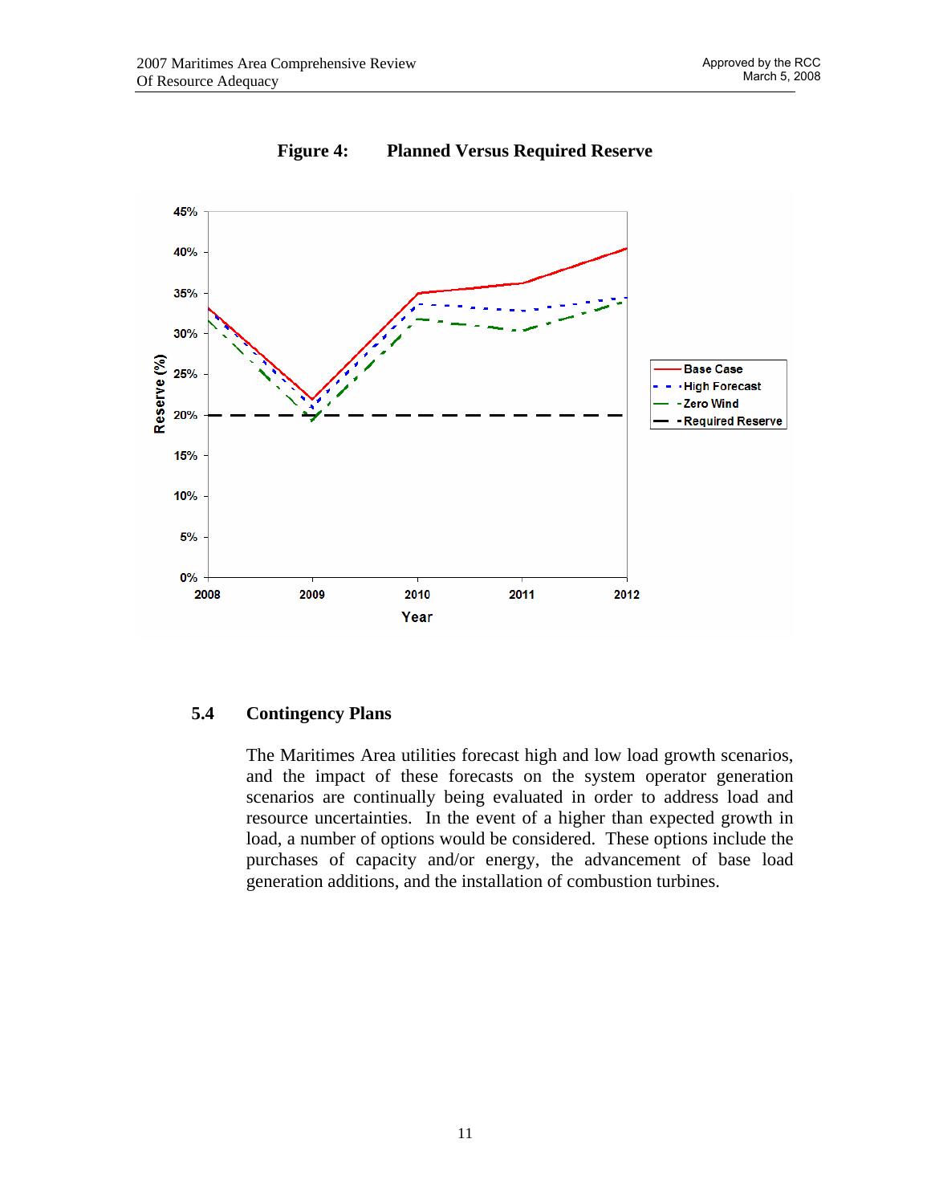**Figure 4: Planned Versus Required Reserve**

### 5.4 Contingency Plans

The Maritimes Area utilities forecast high and low load growth scenarios, and the impact of these forecasts on the system operator generation scenarios are continually being evaluated in order to address load and resource uncertainties. In the event of a higher than expected growth in load, a number of options would be considered. These options include the purchases of capacity and/or energy, the advancement of base load generation additions, and the installation of combustion turbines.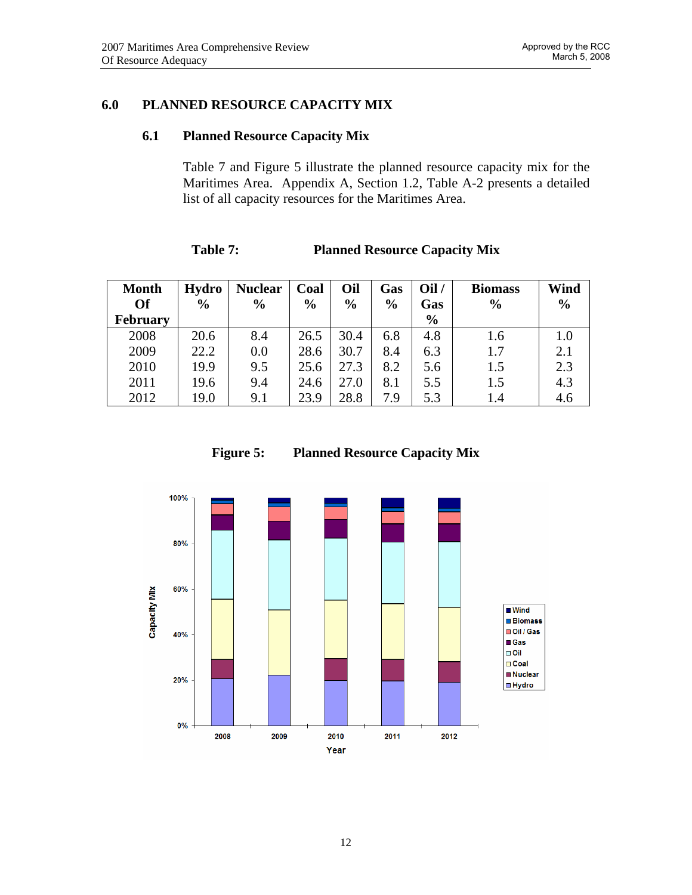# 6.0 PLANNED RESOURCE CAPACITY MIX

## 6.1 Planned Resource Capacity Mix

Table 7 and Figure 5 illustrate the planned resource capacity mix for the Maritimes Area. Appendix A, Section 1.2, Table A-2 presents a detailed list of all capacity resources for the Maritimes Area.

**Table 7: Planned Resource Capacity Mix**

| Month Of February | Hydro % | Nuclear % | Coal % | Oil % | Gas % | Oil / Gas % | Biomass % | Wind % |
|---|---|---|---|---|---|---|---|---|
| 2008 | 20.6 | 8.4 | 26.5 | 30.4 | 6.8 | 4.8 | 1.6 | 1.0 |
| 2009 | 22.2 | 0.0 | 28.6 | 30.7 | 8.4 | 6.3 | 1.7 | 2.1 |
| 2010 | 19.9 | 9.5 | 25.6 | 27.3 | 8.2 | 5.6 | 1.5 | 2.3 |
| 2011 | 19.6 | 9.4 | 24.6 | 27.0 | 8.1 | 5.5 | 1.5 | 4.3 |
| 2012 | 19.0 | 9.1 | 23.9 | 28.8 | 7.9 | 5.3 | 1.4 | 4.6 |

**Figure 5: Planned Resource Capacity Mix**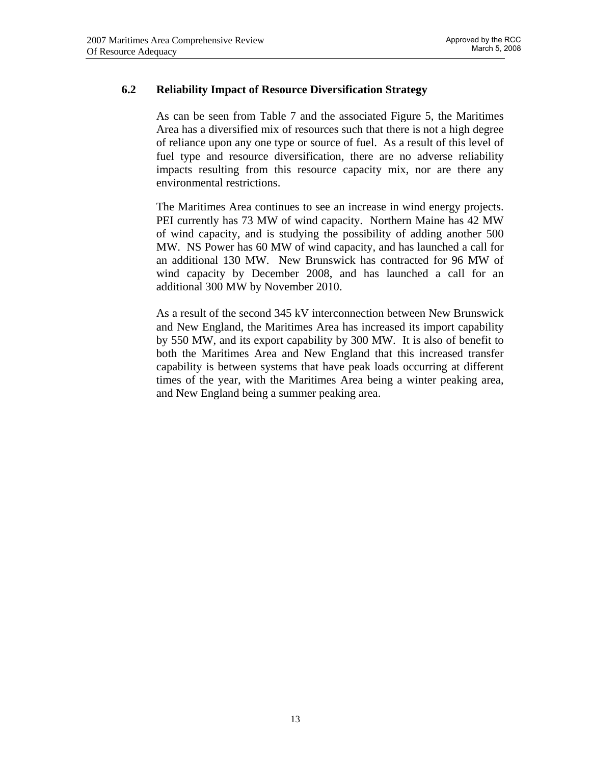### 6.2 Reliability Impact of Resource Diversification Strategy

As can be seen from Table 7 and the associated Figure 5, the Maritimes Area has a diversified mix of resources such that there is not a high degree of reliance upon any one type or source of fuel. As a result of this level of fuel type and resource diversification, there are no adverse reliability impacts resulting from this resource capacity mix, nor are there any environmental restrictions.

The Maritimes Area continues to see an increase in wind energy projects. PEI currently has 73 MW of wind capacity. Northern Maine has 42 MW of wind capacity, and is studying the possibility of adding another 500 MW. NS Power has 60 MW of wind capacity, and has launched a call for an additional 130 MW. New Brunswick has contracted for 96 MW of wind capacity by December 2008, and has launched a call for an additional 300 MW by November 2010.

As a result of the second 345 kV interconnection between New Brunswick and New England, the Maritimes Area has increased its import capability by 550 MW, and its export capability by 300 MW. It is also of benefit to both the Maritimes Area and New England that this increased transfer capability is between systems that have peak loads occurring at different times of the year, with the Maritimes Area being a winter peaking area, and New England being a summer peaking area.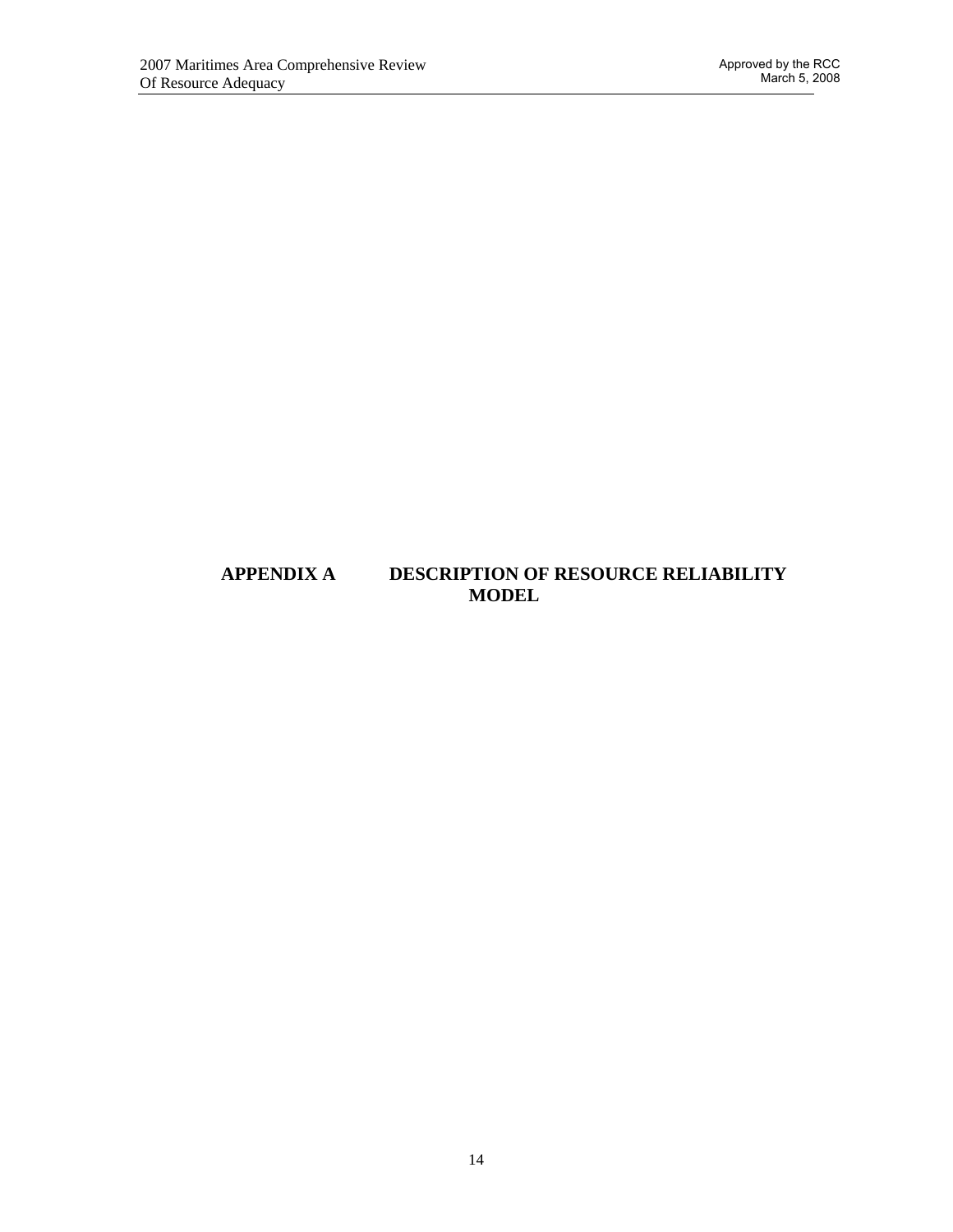# APPENDIX A DESCRIPTION OF RESOURCE RELIABILITY MODEL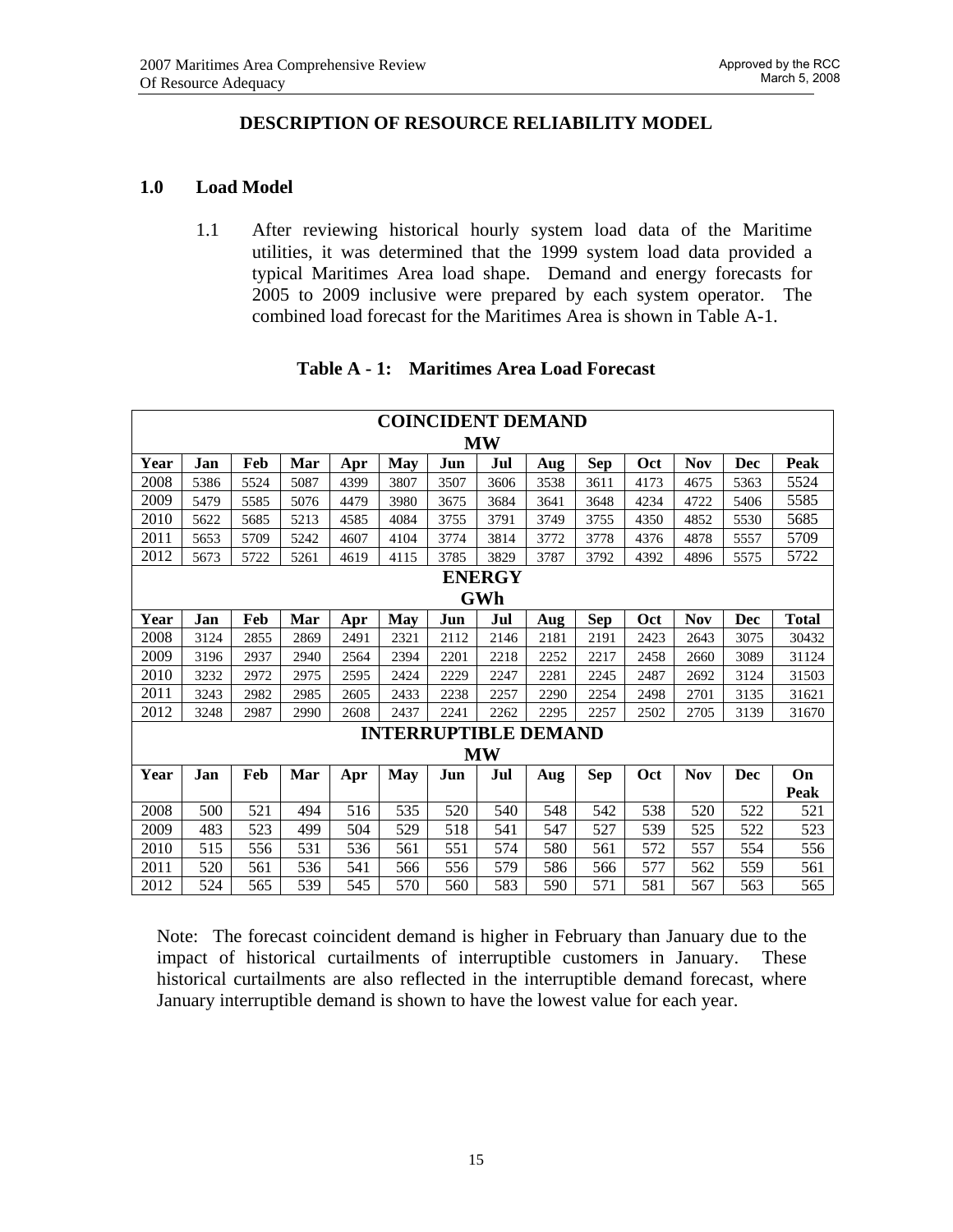# DESCRIPTION OF RESOURCE RELIABILITY MODEL

## 1.0 Load Model

1.1 After reviewing historical hourly system load data of the Maritime utilities, it was determined that the 1999 system load data provided a typical Maritimes Area load shape. Demand and energy forecasts for 2005 to 2009 inclusive were prepared by each system operator. The combined load forecast for the Maritimes Area is shown in Table A-1.

**Table A - 1: Maritimes Area Load Forecast**

| COINCIDENT DEMAND MW | | | | | | | | | | | | | |
|---|---|---|---|---|---|---|---|---|---|---|---|---|---|
| **Year** | **Jan** | **Feb** | **Mar** | **Apr** | **May** | **Jun** | **Jul** | **Aug** | **Sep** | **Oct** | **Nov** | **Dec** | **Peak** |
| 2008 | 5386 | 5524 | 5087 | 4399 | 3807 | 3507 | 3606 | 3538 | 3611 | 4173 | 4675 | 5363 | 5524 |
| 2009 | 5479 | 5585 | 5076 | 4479 | 3980 | 3675 | 3684 | 3641 | 3648 | 4234 | 4722 | 5406 | 5585 |
| 2010 | 5622 | 5685 | 5213 | 4585 | 4084 | 3755 | 3791 | 3749 | 3755 | 4350 | 4852 | 5530 | 5685 |
| 2011 | 5653 | 5709 | 5242 | 4607 | 4104 | 3774 | 3814 | 3772 | 3778 | 4376 | 4878 | 5557 | 5709 |
| 2012 | 5673 | 5722 | 5261 | 4619 | 4115 | 3785 | 3829 | 3787 | 3792 | 4392 | 4896 | 5575 | 5722 |
| **ENERGY GWh** | | | | | | | | | | | | | |
| **Year** | **Jan** | **Feb** | **Mar** | **Apr** | **May** | **Jun** | **Jul** | **Aug** | **Sep** | **Oct** | **Nov** | **Dec** | **Total** |
| 2008 | 3124 | 2855 | 2869 | 2491 | 2321 | 2112 | 2146 | 2181 | 2191 | 2423 | 2643 | 3075 | 30432 |
| 2009 | 3196 | 2937 | 2940 | 2564 | 2394 | 2201 | 2218 | 2252 | 2217 | 2458 | 2660 | 3089 | 31124 |
| 2010 | 3232 | 2972 | 2975 | 2595 | 2424 | 2229 | 2247 | 2281 | 2245 | 2487 | 2692 | 3124 | 31503 |
| 2011 | 3243 | 2982 | 2985 | 2605 | 2433 | 2238 | 2257 | 2290 | 2254 | 2498 | 2701 | 3135 | 31621 |
| 2012 | 3248 | 2987 | 2990 | 2608 | 2437 | 2241 | 2262 | 2295 | 2257 | 2502 | 2705 | 3139 | 31670 |
| **INTERRUPTIBLE DEMAND MW** | | | | | | | | | | | | | |
| **Year** | **Jan** | **Feb** | **Mar** | **Apr** | **May** | **Jun** | **Jul** | **Aug** | **Sep** | **Oct** | **Nov** | **Dec** | **On Peak** |
| 2008 | 500 | 521 | 494 | 516 | 535 | 520 | 540 | 548 | 542 | 538 | 520 | 522 | 521 |
| 2009 | 483 | 523 | 499 | 504 | 529 | 518 | 541 | 547 | 527 | 539 | 525 | 522 | 523 |
| 2010 | 515 | 556 | 531 | 536 | 561 | 551 | 574 | 580 | 561 | 572 | 557 | 554 | 556 |
| 2011 | 520 | 561 | 536 | 541 | 566 | 556 | 579 | 586 | 566 | 577 | 562 | 559 | 561 |
| 2012 | 524 | 565 | 539 | 545 | 570 | 560 | 583 | 590 | 571 | 581 | 567 | 563 | 565 |

Note: The forecast coincident demand is higher in February than January due to the impact of historical curtailments of interruptible customers in January. These historical curtailments are also reflected in the interruptible demand forecast, where January interruptible demand is shown to have the lowest value for each year.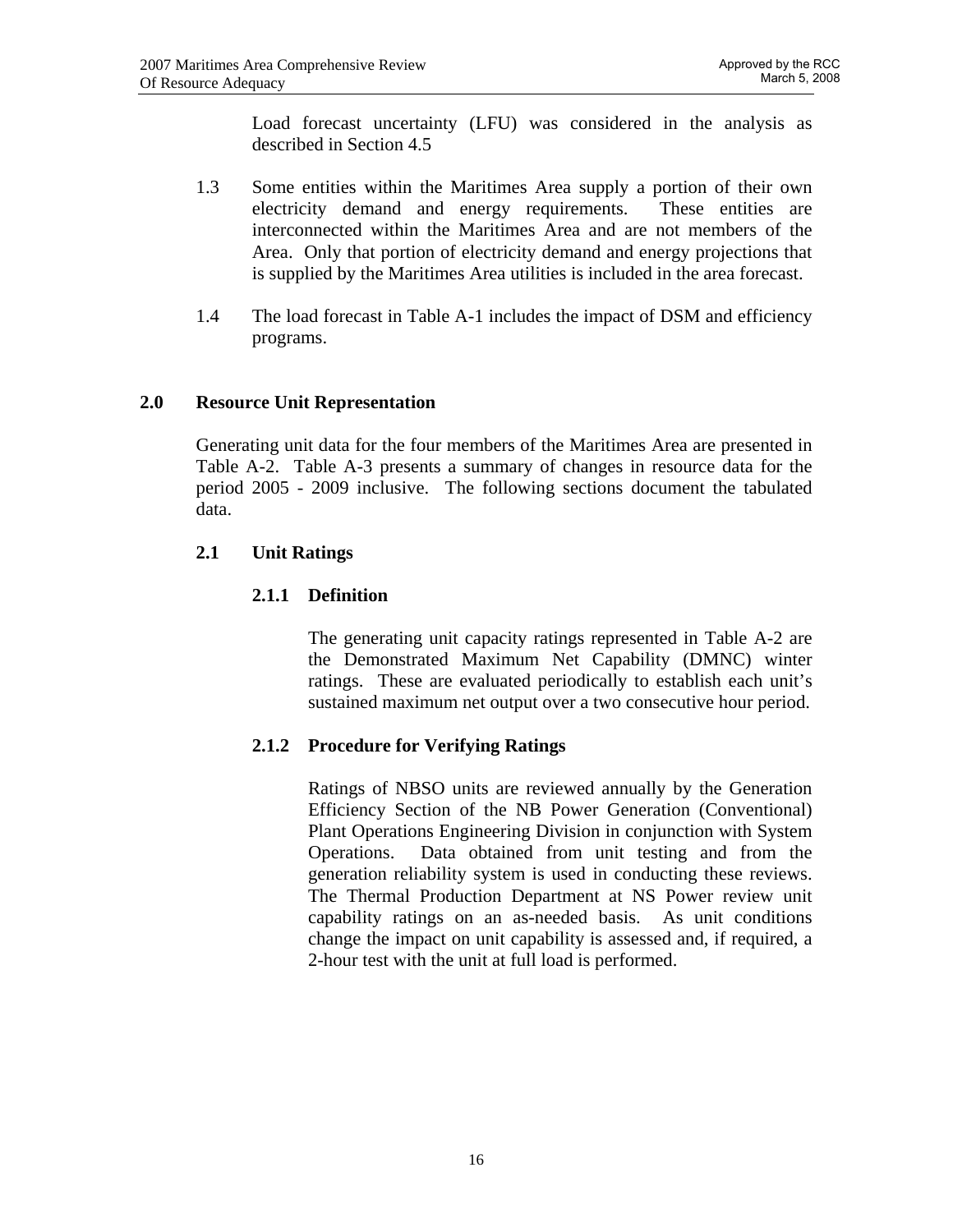Load forecast uncertainty (LFU) was considered in the analysis as described in Section 4.5

1.3 Some entities within the Maritimes Area supply a portion of their own electricity demand and energy requirements. These entities are interconnected within the Maritimes Area and are not members of the Area. Only that portion of electricity demand and energy projections that is supplied by the Maritimes Area utilities is included in the area forecast.

1.4 The load forecast in Table A-1 includes the impact of DSM and efficiency programs.

## 2.0 Resource Unit Representation

Generating unit data for the four members of the Maritimes Area are presented in Table A-2. Table A-3 presents a summary of changes in resource data for the period 2005 - 2009 inclusive. The following sections document the tabulated data.

### 2.1 Unit Ratings

#### 2.1.1 Definition

The generating unit capacity ratings represented in Table A-2 are the Demonstrated Maximum Net Capability (DMNC) winter ratings. These are evaluated periodically to establish each unit's sustained maximum net output over a two consecutive hour period.

#### 2.1.2 Procedure for Verifying Ratings

Ratings of NBSO units are reviewed annually by the Generation Efficiency Section of the NB Power Generation (Conventional) Plant Operations Engineering Division in conjunction with System Operations. Data obtained from unit testing and from the generation reliability system is used in conducting these reviews. The Thermal Production Department at NS Power review unit capability ratings on an as-needed basis. As unit conditions change the impact on unit capability is assessed and, if required, a 2-hour test with the unit at full load is performed.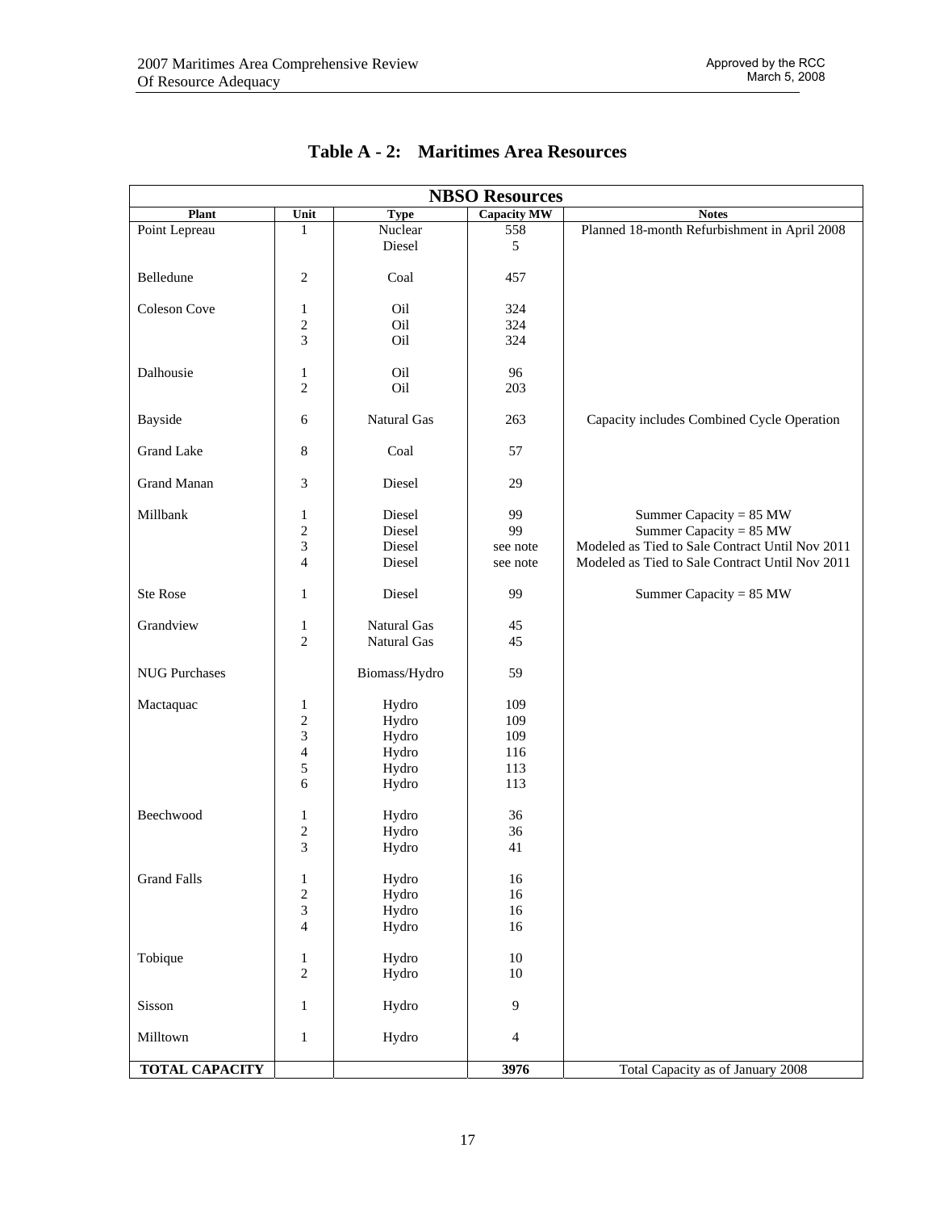# Table A - 2: Maritimes Area Resources

| NBSO Resources | | | | |
|---|---|---|---|---|
| **Plant** | **Unit** | **Type** | **Capacity MW** | **Notes** |
| Point Lepreau | 1 | Nuclear | 558 | Planned 18-month Refurbishment in April 2008 |
| | | Diesel | 5 | |
| Belledune | 2 | Coal | 457 | |
| Coleson Cove | 1 | Oil | 324 | |
| | 2 | Oil | 324 | |
| | 3 | Oil | 324 | |
| Dalhousie | 1 | Oil | 96 | |
| | 2 | Oil | 203 | |
| Bayside | 6 | Natural Gas | 263 | Capacity includes Combined Cycle Operation |
| Grand Lake | 8 | Coal | 57 | |
| Grand Manan | 3 | Diesel | 29 | |
| Millbank | 1 | Diesel | 99 | Summer Capacity = 85 MW |
| | 2 | Diesel | 99 | Summer Capacity = 85 MW |
| | 3 | Diesel | see note | Modeled as Tied to Sale Contract Until Nov 2011 |
| | 4 | Diesel | see note | Modeled as Tied to Sale Contract Until Nov 2011 |
| Ste Rose | 1 | Diesel | 99 | Summer Capacity = 85 MW |
| Grandview | 1 | Natural Gas | 45 | |
| | 2 | Natural Gas | 45 | |
| NUG Purchases | | Biomass/Hydro | 59 | |
| Mactaquac | 1 | Hydro | 109 | |
| | 2 | Hydro | 109 | |
| | 3 | Hydro | 109 | |
| | 4 | Hydro | 116 | |
| | 5 | Hydro | 113 | |
| | 6 | Hydro | 113 | |
| Beechwood | 1 | Hydro | 36 | |
| | 2 | Hydro | 36 | |
| | 3 | Hydro | 41 | |
| Grand Falls | 1 | Hydro | 16 | |
| | 2 | Hydro | 16 | |
| | 3 | Hydro | 16 | |
| | 4 | Hydro | 16 | |
| Tobique | 1 | Hydro | 10 | |
| | 2 | Hydro | 10 | |
| Sisson | 1 | Hydro | 9 | |
| Milltown | 1 | Hydro | 4 | |
| **TOTAL CAPACITY** | | | **3976** | Total Capacity as of January 2008 |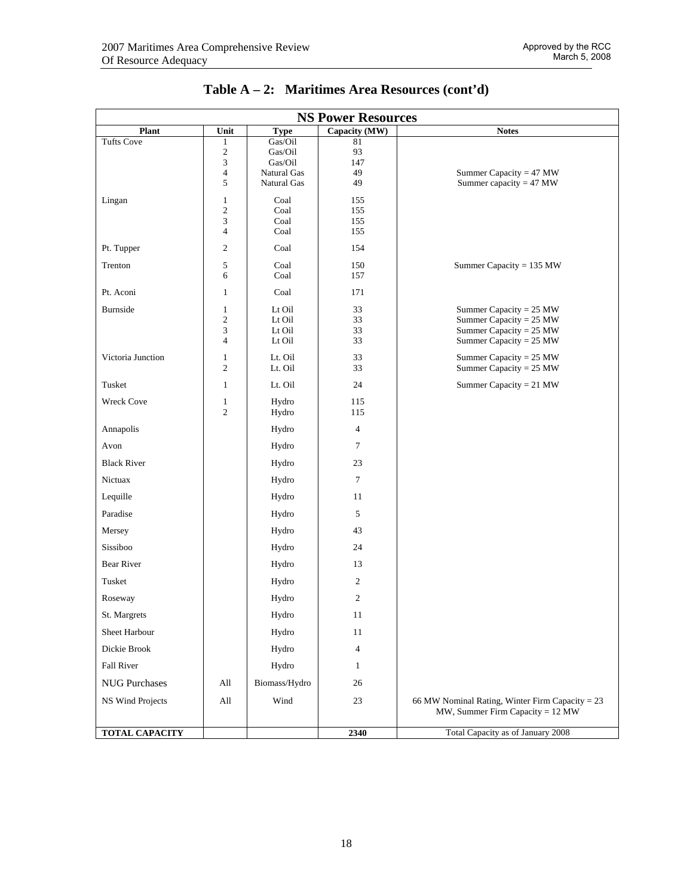## Table A – 2: Maritimes Area Resources (cont'd)

| NS Power Resources | | | | |
|---|---|---|---|---|
| **Plant** | **Unit** | **Type** | **Capacity (MW)** | **Notes** |
| Tufts Cove | 1 | Gas/Oil | 81 | |
| | 2 | Gas/Oil | 93 | |
| | 3 | Gas/Oil | 147 | |
| | 4 | Natural Gas | 49 | Summer Capacity = 47 MW |
| | 5 | Natural Gas | 49 | Summer capacity = 47 MW |
| Lingan | 1 | Coal | 155 | |
| | 2 | Coal | 155 | |
| | 3 | Coal | 155 | |
| | 4 | Coal | 155 | |
| Pt. Tupper | 2 | Coal | 154 | |
| Trenton | 5 | Coal | 150 | Summer Capacity = 135 MW |
| | 6 | Coal | 157 | |
| Pt. Aconi | 1 | Coal | 171 | |
| Burnside | 1 | Lt Oil | 33 | Summer Capacity = 25 MW |
| | 2 | Lt Oil | 33 | Summer Capacity = 25 MW |
| | 3 | Lt Oil | 33 | Summer Capacity = 25 MW |
| | 4 | Lt Oil | 33 | Summer Capacity = 25 MW |
| Victoria Junction | 1 | Lt. Oil | 33 | Summer Capacity = 25 MW |
| | 2 | Lt. Oil | 33 | Summer Capacity = 25 MW |
| Tusket | 1 | Lt. Oil | 24 | Summer Capacity = 21 MW |
| Wreck Cove | 1 | Hydro | 115 | |
| | 2 | Hydro | 115 | |
| Annapolis | | Hydro | 4 | |
| Avon | | Hydro | 7 | |
| Black River | | Hydro | 23 | |
| Nictuax | | Hydro | 7 | |
| Lequille | | Hydro | 11 | |
| Paradise | | Hydro | 5 | |
| Mersey | | Hydro | 43 | |
| Sissiboo | | Hydro | 24 | |
| Bear River | | Hydro | 13 | |
| Tusket | | Hydro | 2 | |
| Roseway | | Hydro | 2 | |
| St. Margrets | | Hydro | 11 | |
| Sheet Harbour | | Hydro | 11 | |
| Dickie Brook | | Hydro | 4 | |
| Fall River | | Hydro | 1 | |
| NUG Purchases | All | Biomass/Hydro | 26 | |
| NS Wind Projects | All | Wind | 23 | 66 MW Nominal Rating, Winter Firm Capacity = 23 MW, Summer Firm Capacity = 12 MW |
| **TOTAL CAPACITY** | | | **2340** | Total Capacity as of January 2008 |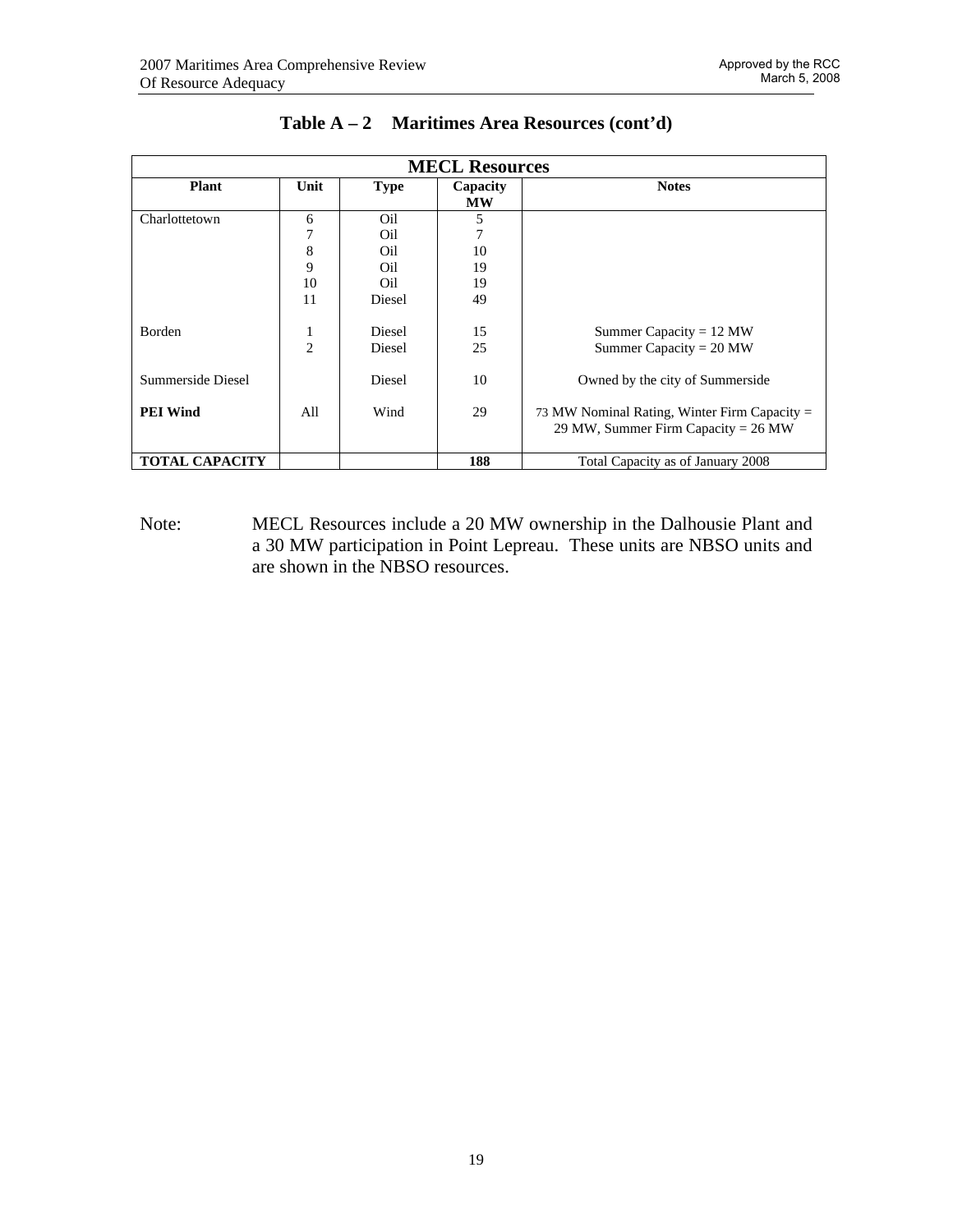## Table A – 2 Maritimes Area Resources (cont'd)

| MECL Resources | | | | |
|---|---|---|---|---|
| **Plant** | **Unit** | **Type** | **Capacity MW** | **Notes** |
| Charlottetown | 6 | Oil | 5 | |
| | 7 | Oil | 7 | |
| | 8 | Oil | 10 | |
| | 9 | Oil | 19 | |
| | 10 | Oil | 19 | |
| | 11 | Diesel | 49 | |
| Borden | 1 | Diesel | 15 | Summer Capacity = 12 MW |
| | 2 | Diesel | 25 | Summer Capacity = 20 MW |
| Summerside Diesel | | Diesel | 10 | Owned by the city of Summerside |
| **PEI Wind** | All | Wind | 29 | 73 MW Nominal Rating, Winter Firm Capacity = 29 MW, Summer Firm Capacity = 26 MW |
| **TOTAL CAPACITY** | | | **188** | Total Capacity as of January 2008 |

Note: MECL Resources include a 20 MW ownership in the Dalhousie Plant and a 30 MW participation in Point Lepreau. These units are NBSO units and are shown in the NBSO resources.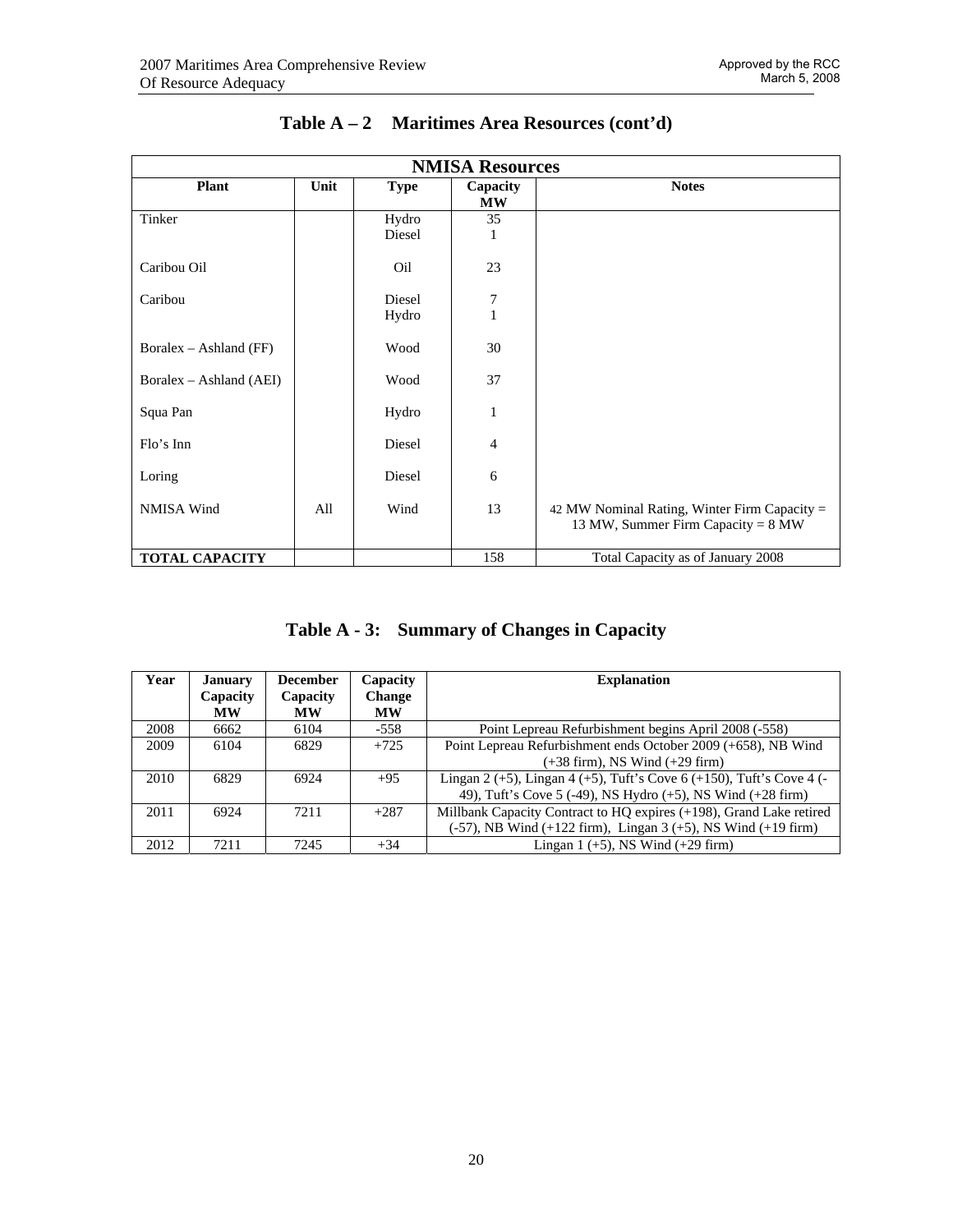## Table A – 2 Maritimes Area Resources (cont'd)

| NMISA Resources | | | | |
|---|---|---|---|---|
| **Plant** | **Unit** | **Type** | **Capacity MW** | **Notes** |
| Tinker | | Hydro | 35 | |
| | | Diesel | 1 | |
| Caribou Oil | | Oil | 23 | |
| Caribou | | Diesel | 7 | |
| | | Hydro | 1 | |
| Boralex – Ashland (FF) | | Wood | 30 | |
| Boralex – Ashland (AEI) | | Wood | 37 | |
| Squa Pan | | Hydro | 1 | |
| Flo's Inn | | Diesel | 4 | |
| Loring | | Diesel | 6 | |
| NMISA Wind | All | Wind | 13 | 42 MW Nominal Rating, Winter Firm Capacity = 13 MW, Summer Firm Capacity = 8 MW |
| **TOTAL CAPACITY** | | | 158 | Total Capacity as of January 2008 |

## Table A - 3: Summary of Changes in Capacity

| Year | January Capacity MW | December Capacity MW | Capacity Change MW | Explanation |
|---|---|---|---|---|
| 2008 | 6662 | 6104 | -558 | Point Lepreau Refurbishment begins April 2008 (-558) |
| 2009 | 6104 | 6829 | +725 | Point Lepreau Refurbishment ends October 2009 (+658), NB Wind (+38 firm), NS Wind (+29 firm) |
| 2010 | 6829 | 6924 | +95 | Lingan 2 (+5), Lingan 4 (+5), Tuft's Cove 6 (+150), Tuft's Cove 4 (-49), Tuft's Cove 5 (-49), NS Hydro (+5), NS Wind (+28 firm) |
| 2011 | 6924 | 7211 | +287 | Millbank Capacity Contract to HQ expires (+198), Grand Lake retired (-57), NB Wind (+122 firm), Lingan 3 (+5), NS Wind (+19 firm) |
| 2012 | 7211 | 7245 | +34 | Lingan 1 (+5), NS Wind (+29 firm) |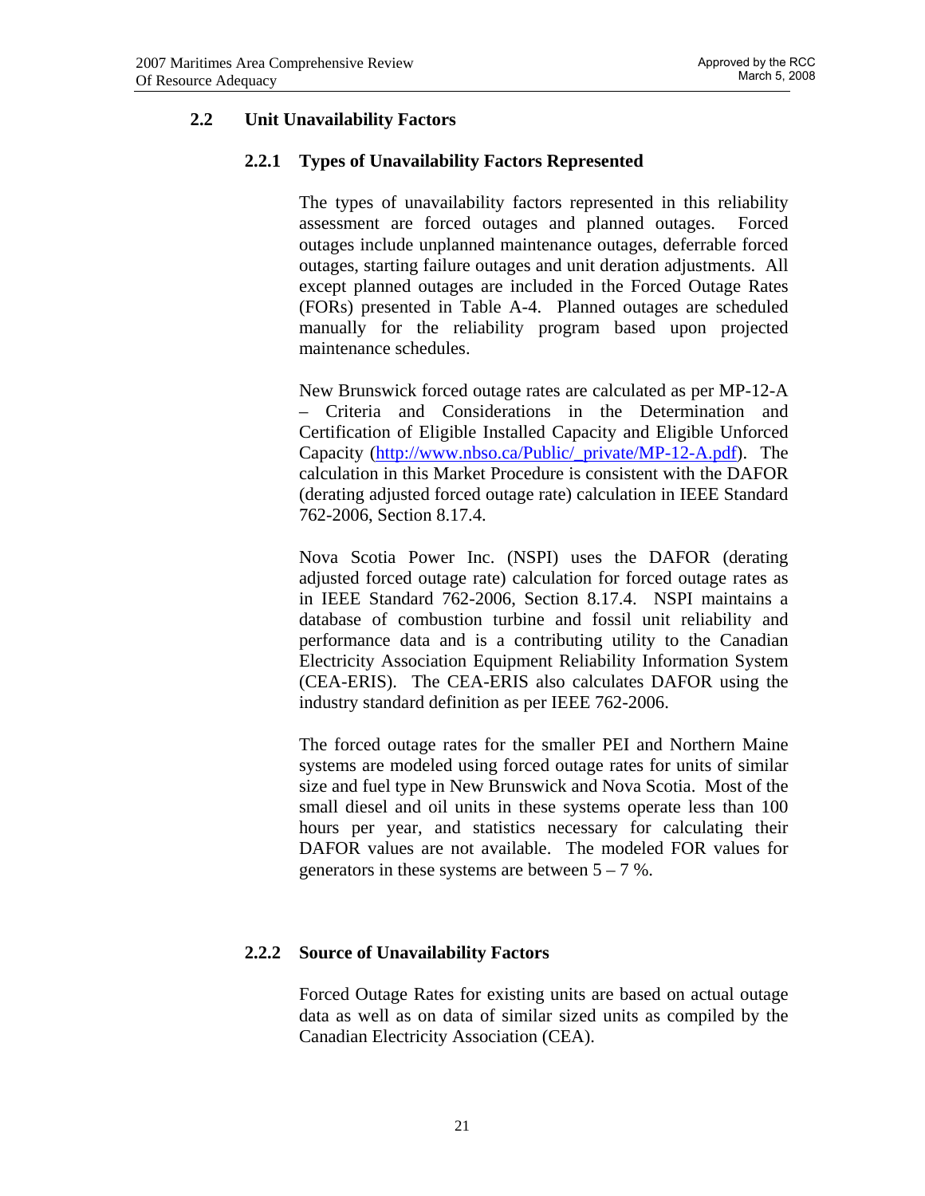## 2.2 Unit Unavailability Factors

### 2.2.1 Types of Unavailability Factors Represented

The types of unavailability factors represented in this reliability assessment are forced outages and planned outages. Forced outages include unplanned maintenance outages, deferrable forced outages, starting failure outages and unit deration adjustments. All except planned outages are included in the Forced Outage Rates (FORs) presented in Table A-4. Planned outages are scheduled manually for the reliability program based upon projected maintenance schedules.

New Brunswick forced outage rates are calculated as per MP-12-A – Criteria and Considerations in the Determination and Certification of Eligible Installed Capacity and Eligible Unforced Capacity (http://www.nbso.ca/Public/_private/MP-12-A.pdf). The calculation in this Market Procedure is consistent with the DAFOR (derating adjusted forced outage rate) calculation in IEEE Standard 762-2006, Section 8.17.4.

Nova Scotia Power Inc. (NSPI) uses the DAFOR (derating adjusted forced outage rate) calculation for forced outage rates as in IEEE Standard 762-2006, Section 8.17.4. NSPI maintains a database of combustion turbine and fossil unit reliability and performance data and is a contributing utility to the Canadian Electricity Association Equipment Reliability Information System (CEA-ERIS). The CEA-ERIS also calculates DAFOR using the industry standard definition as per IEEE 762-2006.

The forced outage rates for the smaller PEI and Northern Maine systems are modeled using forced outage rates for units of similar size and fuel type in New Brunswick and Nova Scotia. Most of the small diesel and oil units in these systems operate less than 100 hours per year, and statistics necessary for calculating their DAFOR values are not available. The modeled FOR values for generators in these systems are between 5 – 7 %.

### 2.2.2 Source of Unavailability Factors

Forced Outage Rates for existing units are based on actual outage data as well as on data of similar sized units as compiled by the Canadian Electricity Association (CEA).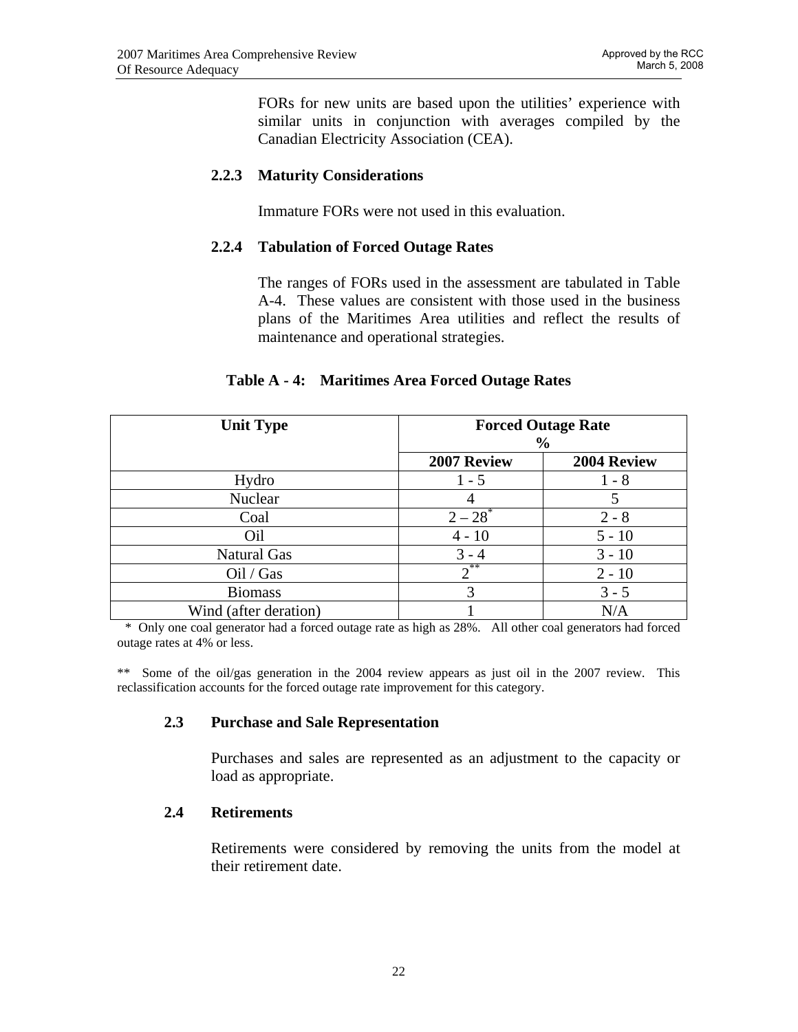FORs for new units are based upon the utilities' experience with similar units in conjunction with averages compiled by the Canadian Electricity Association (CEA).

### 2.2.3 Maturity Considerations

Immature FORs were not used in this evaluation.

### 2.2.4 Tabulation of Forced Outage Rates

The ranges of FORs used in the assessment are tabulated in Table A-4. These values are consistent with those used in the business plans of the Maritimes Area utilities and reflect the results of maintenance and operational strategies.

**Table A - 4: Maritimes Area Forced Outage Rates**

| Unit Type | Forced Outage Rate % | |
|---|---|---|
| | 2007 Review | 2004 Review |
| Hydro | 1 - 5 | 1 - 8 |
| Nuclear | 4 | 5 |
| Coal | 2 – 28* | 2 - 8 |
| Oil | 4 - 10 | 5 - 10 |
| Natural Gas | 3 - 4 | 3 - 10 |
| Oil / Gas | 2** | 2 - 10 |
| Biomass | 3 | 3 - 5 |
| Wind (after deration) | 1 | N/A |

\* Only one coal generator had a forced outage rate as high as 28%. All other coal generators had forced outage rates at 4% or less.

\*\* Some of the oil/gas generation in the 2004 review appears as just oil in the 2007 review. This reclassification accounts for the forced outage rate improvement for this category.

## 2.3 Purchase and Sale Representation

Purchases and sales are represented as an adjustment to the capacity or load as appropriate.

## 2.4 Retirements

Retirements were considered by removing the units from the model at their retirement date.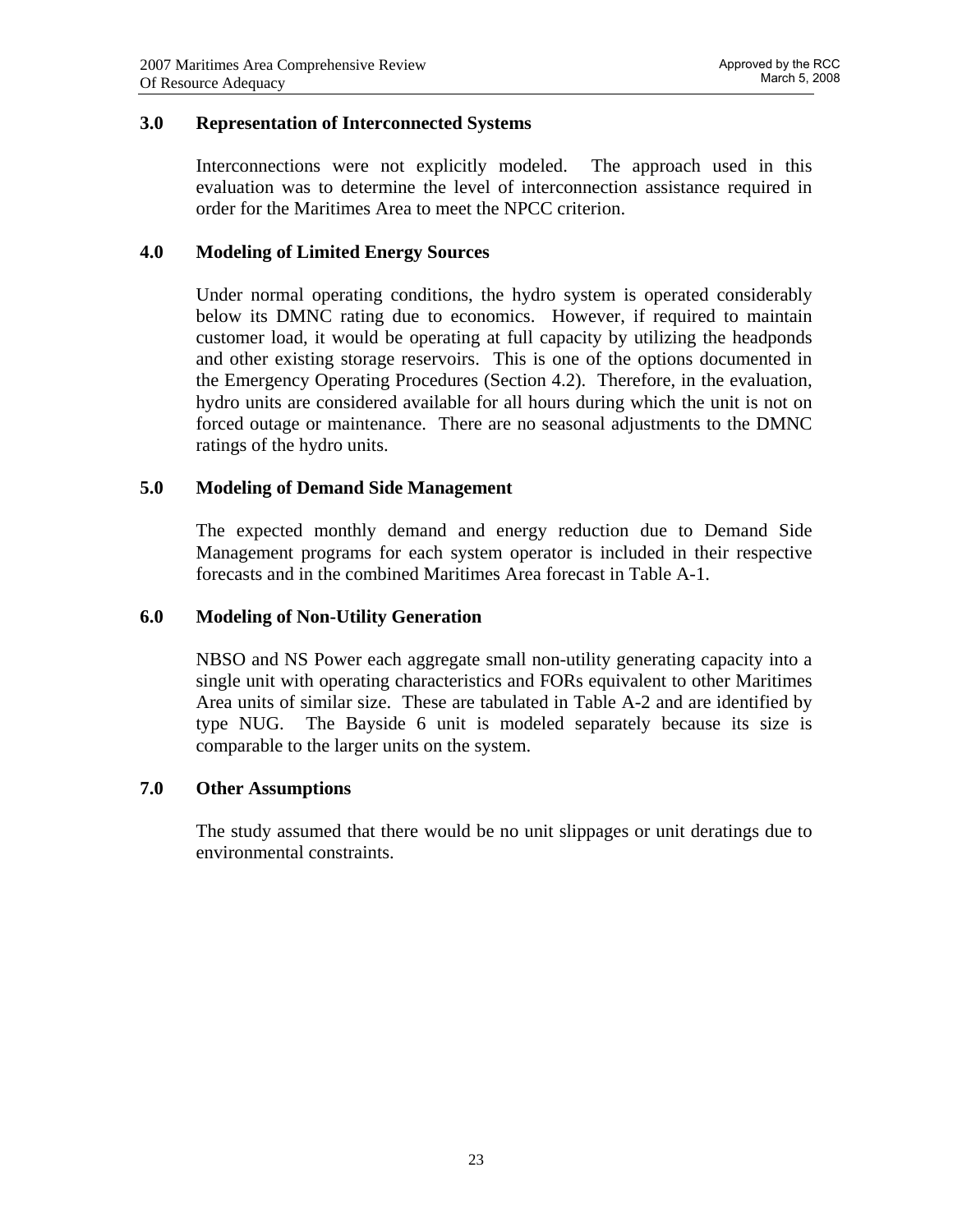## 3.0 Representation of Interconnected Systems

Interconnections were not explicitly modeled. The approach used in this evaluation was to determine the level of interconnection assistance required in order for the Maritimes Area to meet the NPCC criterion.

## 4.0 Modeling of Limited Energy Sources

Under normal operating conditions, the hydro system is operated considerably below its DMNC rating due to economics. However, if required to maintain customer load, it would be operating at full capacity by utilizing the headponds and other existing storage reservoirs. This is one of the options documented in the Emergency Operating Procedures (Section 4.2). Therefore, in the evaluation, hydro units are considered available for all hours during which the unit is not on forced outage or maintenance. There are no seasonal adjustments to the DMNC ratings of the hydro units.

## 5.0 Modeling of Demand Side Management

The expected monthly demand and energy reduction due to Demand Side Management programs for each system operator is included in their respective forecasts and in the combined Maritimes Area forecast in Table A-1.

## 6.0 Modeling of Non-Utility Generation

NBSO and NS Power each aggregate small non-utility generating capacity into a single unit with operating characteristics and FORs equivalent to other Maritimes Area units of similar size. These are tabulated in Table A-2 and are identified by type NUG. The Bayside 6 unit is modeled separately because its size is comparable to the larger units on the system.

## 7.0 Other Assumptions

The study assumed that there would be no unit slippages or unit deratings due to environmental constraints.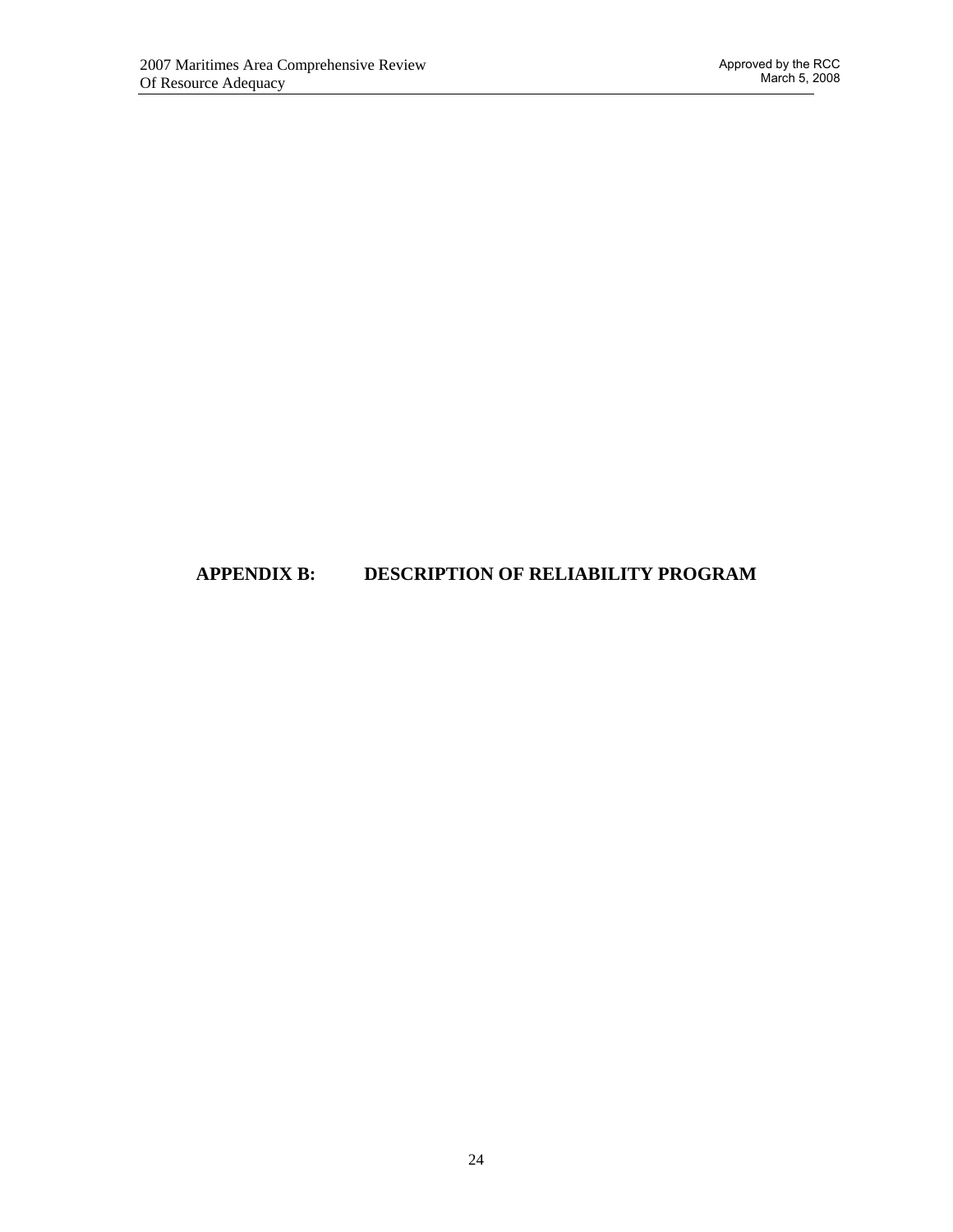# APPENDIX B: DESCRIPTION OF RELIABILITY PROGRAM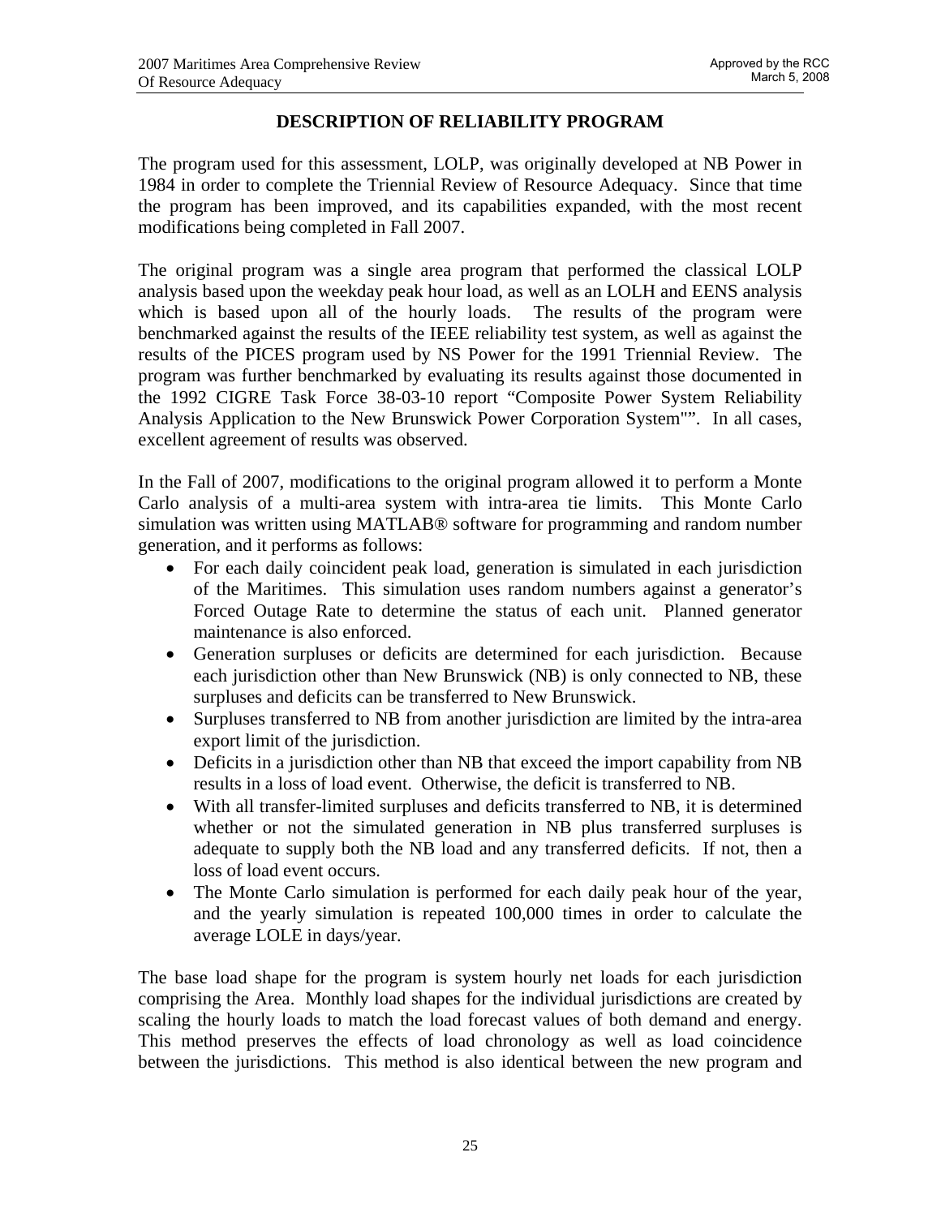## DESCRIPTION OF RELIABILITY PROGRAM

The program used for this assessment, LOLP, was originally developed at NB Power in 1984 in order to complete the Triennial Review of Resource Adequacy. Since that time the program has been improved, and its capabilities expanded, with the most recent modifications being completed in Fall 2007.

The original program was a single area program that performed the classical LOLP analysis based upon the weekday peak hour load, as well as an LOLH and EENS analysis which is based upon all of the hourly loads. The results of the program were benchmarked against the results of the IEEE reliability test system, as well as against the results of the PICES program used by NS Power for the 1991 Triennial Review. The program was further benchmarked by evaluating its results against those documented in the 1992 CIGRE Task Force 38-03-10 report "Composite Power System Reliability Analysis Application to the New Brunswick Power Corporation System"". In all cases, excellent agreement of results was observed.

In the Fall of 2007, modifications to the original program allowed it to perform a Monte Carlo analysis of a multi-area system with intra-area tie limits. This Monte Carlo simulation was written using MATLAB® software for programming and random number generation, and it performs as follows:

- For each daily coincident peak load, generation is simulated in each jurisdiction of the Maritimes. This simulation uses random numbers against a generator's Forced Outage Rate to determine the status of each unit. Planned generator maintenance is also enforced.
- Generation surpluses or deficits are determined for each jurisdiction. Because each jurisdiction other than New Brunswick (NB) is only connected to NB, these surpluses and deficits can be transferred to New Brunswick.
- Surpluses transferred to NB from another jurisdiction are limited by the intra-area export limit of the jurisdiction.
- Deficits in a jurisdiction other than NB that exceed the import capability from NB results in a loss of load event. Otherwise, the deficit is transferred to NB.
- With all transfer-limited surpluses and deficits transferred to NB, it is determined whether or not the simulated generation in NB plus transferred surpluses is adequate to supply both the NB load and any transferred deficits. If not, then a loss of load event occurs.
- The Monte Carlo simulation is performed for each daily peak hour of the year, and the yearly simulation is repeated 100,000 times in order to calculate the average LOLE in days/year.

The base load shape for the program is system hourly net loads for each jurisdiction comprising the Area. Monthly load shapes for the individual jurisdictions are created by scaling the hourly loads to match the load forecast values of both demand and energy. This method preserves the effects of load chronology as well as load coincidence between the jurisdictions. This method is also identical between the new program and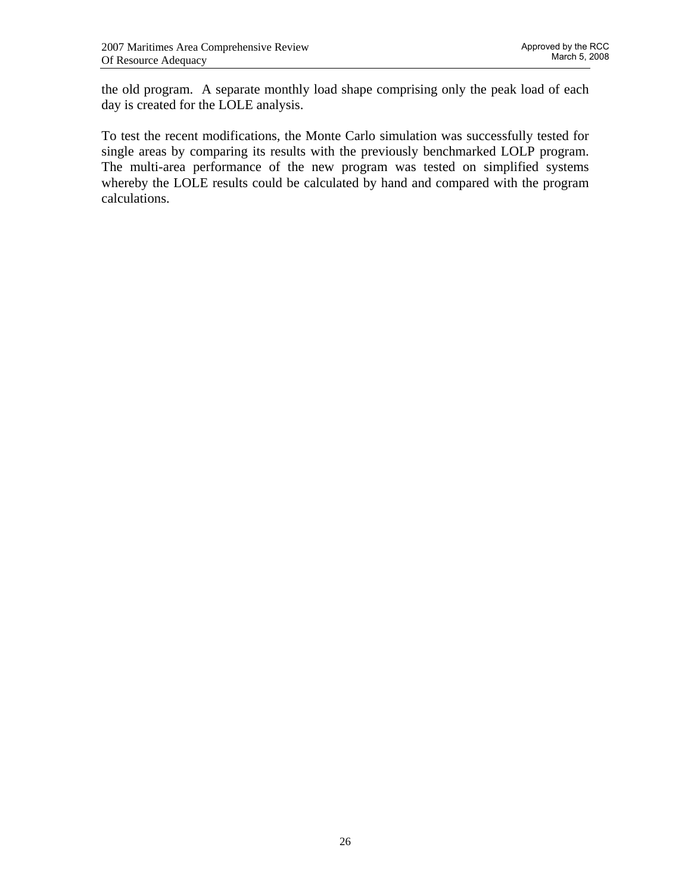the old program. A separate monthly load shape comprising only the peak load of each day is created for the LOLE analysis.

To test the recent modifications, the Monte Carlo simulation was successfully tested for single areas by comparing its results with the previously benchmarked LOLP program. The multi-area performance of the new program was tested on simplified systems whereby the LOLE results could be calculated by hand and compared with the program calculations.